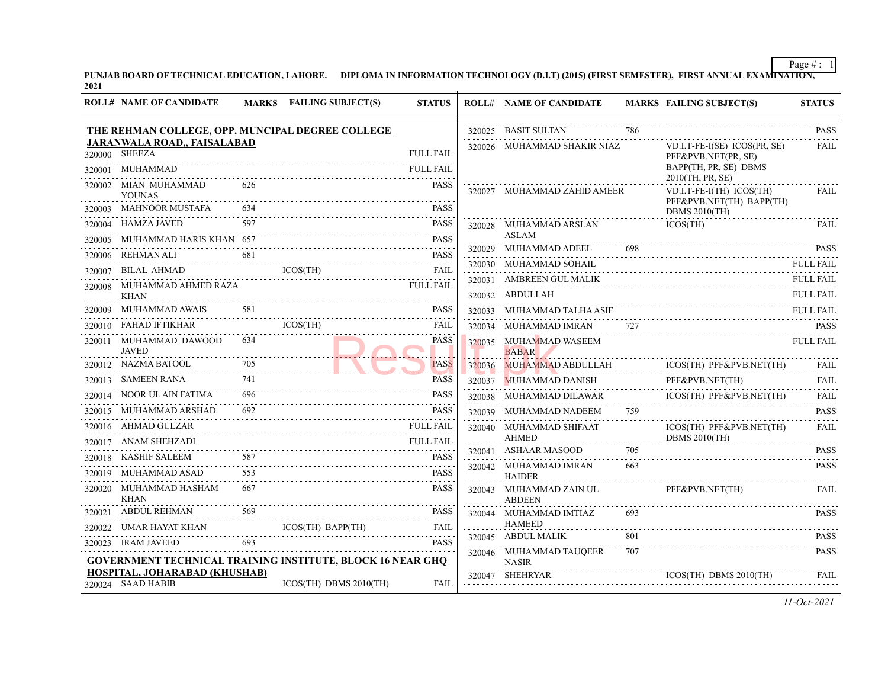**PUNJAB BOARD OF TECHNICAL EDUCATION, LAHORE. DIPLOMA IN INFORMATION TECHNOLOGY (D.I.T) (2015) (FIRST SEMESTER), FIRST ANNUAL EXAMINATION, 2021**

| ROLL# | NAME OF CANDIDATE | MARKS | FAILING SUBJECT(S) | STATUS |
|---|---|---|---|---|
| **THE REHMAN COLLEGE, OPP. MUNCIPAL DEGREE COLLEGE JARANWALA ROAD,, FAISALABAD** | | | | |
| 320000 | SHEEZA | | | FULL FAIL |
| 320001 | MUHAMMAD | | | FULL FAIL |
| 320002 | MIAN MUHAMMAD YOUNAS | 626 | | PASS |
| 320003 | MAHNOOR MUSTAFA | 634 | | PASS |
| 320004 | HAMZA JAVED | 597 | | PASS |
| 320005 | MUHAMMAD HARIS KHAN | 657 | | PASS |
| 320006 | REHMAN ALI | 681 | | PASS |
| 320007 | BILAL AHMAD | | ICOS(TH) | FAIL |
| 320008 | MUHAMMAD AHMED RAZA KHAN | | | FULL FAIL |
| 320009 | MUHAMMAD AWAIS | 581 | | PASS |
| 320010 | FAHAD IFTIKHAR | | ICOS(TH) | FAIL |
| 320011 | MUHAMMAD DAWOOD JAVED | 634 | | PASS |
| 320012 | NAZMA BATOOL | 705 | | PASS |
| 320013 | SAMEEN RANA | 741 | | PASS |
| 320014 | NOOR UL AIN FATIMA | 696 | | PASS |
| 320015 | MUHAMMAD ARSHAD | 692 | | PASS |
| 320016 | AHMAD GULZAR | | | FULL FAIL |
| 320017 | ANAM SHEHZADI | | | FULL FAIL |
| 320018 | KASHIF SALEEM | 587 | | PASS |
| 320019 | MUHAMMAD ASAD | 553 | | PASS |
| 320020 | MUHAMMAD HASHAM KHAN | 667 | | PASS |
| 320021 | ABDUL REHMAN | 569 | | PASS |
| 320022 | UMAR HAYAT KHAN | | ICOS(TH) BAPP(TH) | FAIL |
| 320023 | IRAM JAVEED | 693 | | PASS |
| **GOVERNMENT TECHNICAL TRAINING INSTITUTE, BLOCK 16 NEAR GHQ HOSPITAL, JOHARABAD (KHUSHAB)** | | | | |
| 320024 | SAAD HABIB | | ICOS(TH) DBMS 2010(TH) | FAIL |
| 320025 | BASIT SULTAN | 786 | | PASS |
| 320026 | MUHAMMAD SHAKIR NIAZ | | VD.I.T-FE-I(SE) ICOS(PR, SE) PFF&PVB.NET(PR, SE) BAPP(TH, PR, SE) DBMS 2010(TH, PR, SE) | FAIL |
| 320027 | MUHAMMAD ZAHID AMEER | | VD.I.T-FE-I(TH) ICOS(TH) PFF&PVB.NET(TH) BAPP(TH) DBMS 2010(TH) | FAIL |
| 320028 | MUHAMMAD ARSLAN ASLAM | | ICOS(TH) | FAIL |
| 320029 | MUHAMMAD ADEEL | 698 | | PASS |
| 320030 | MUHAMMAD SOHAIL | | | FULL FAIL |
| 320031 | AMBREEN GUL MALIK | | | FULL FAIL |
| 320032 | ABDULLAH | | | FULL FAIL |
| 320033 | MUHAMMAD TALHA ASIF | | | FULL FAIL |
| 320034 | MUHAMMAD IMRAN | 727 | | PASS |
| 320035 | MUHAMMAD WASEEM BABAR | | | FULL FAIL |
| 320036 | MUHAMMAD ABDULLAH | | ICOS(TH) PFF&PVB.NET(TH) | FAIL |
| 320037 | MUHAMMAD DANISH | | PFF&PVB.NET(TH) | FAIL |
| 320038 | MUHAMMAD DILAWAR | | ICOS(TH) PFF&PVB.NET(TH) | FAIL |
| 320039 | MUHAMMAD NADEEM | 759 | | PASS |
| 320040 | MUHAMMAD SHIFAAT AHMED | | ICOS(TH) PFF&PVB.NET(TH) DBMS 2010(TH) | FAIL |
| 320041 | ASHAAR MASOOD | 705 | | PASS |
| 320042 | MUHAMMAD IMRAN HAIDER | 663 | | PASS |
| 320043 | MUHAMMAD ZAIN UL ABDEEN | | PFF&PVB.NET(TH) | FAIL |
| 320044 | MUHAMMAD IMTIAZ HAMEED | 693 | | PASS |
| 320045 | ABDUL MALIK | 801 | | PASS |
| 320046 | MUHAMMAD TAUQEER NASIR | 707 | | PASS |
| 320047 | SHEHRYAR | | ICOS(TH) DBMS 2010(TH) | FAIL |

*11-Oct-2021*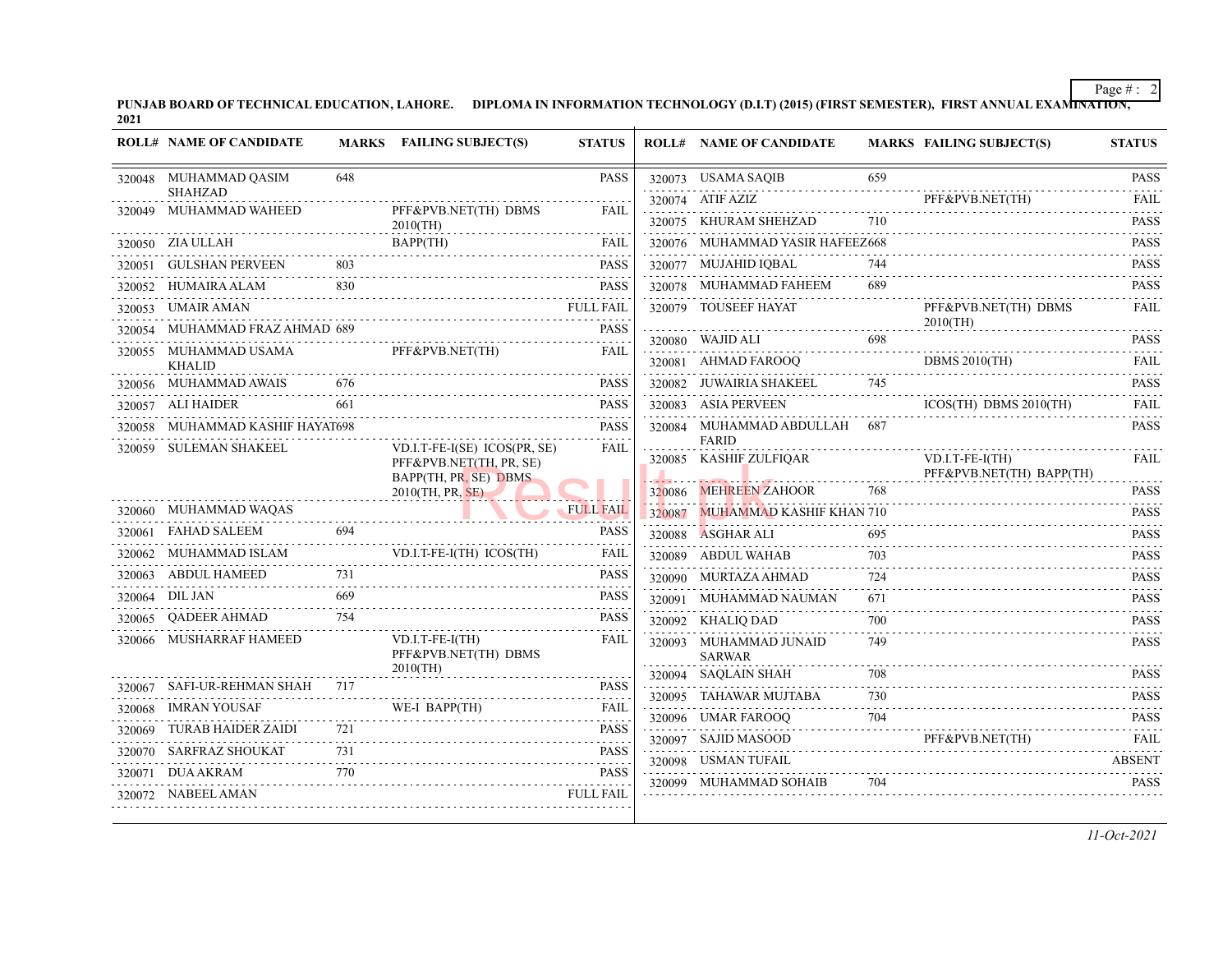**PUNJAB BOARD OF TECHNICAL EDUCATION, LAHORE. DIPLOMA IN INFORMATION TECHNOLOGY (D.I.T) (2015) (FIRST SEMESTER), FIRST ANNUAL EXAMINATION, 2021**

| ROLL# | NAME OF CANDIDATE | MARKS | FAILING SUBJECT(S) | STATUS |
|---|---|---|---|---|
| 320048 | MUHAMMAD QASIM SHAHZAD | 648 | | PASS |
| 320049 | MUHAMMAD WAHEED | | PFF&PVB.NET(TH) DBMS 2010(TH) | FAIL |
| 320050 | ZIA ULLAH | | BAPP(TH) | FAIL |
| 320051 | GULSHAN PERVEEN | 803 | | PASS |
| 320052 | HUMAIRA ALAM | 830 | | PASS |
| 320053 | UMAIR AMAN | | | FULL FAIL |
| 320054 | MUHAMMAD FRAZ AHMAD | 689 | | PASS |
| 320055 | MUHAMMAD USAMA KHALID | | PFF&PVB.NET(TH) | FAIL |
| 320056 | MUHAMMAD AWAIS | 676 | | PASS |
| 320057 | ALI HAIDER | 661 | | PASS |
| 320058 | MUHAMMAD KASHIF HAYAT | 698 | | PASS |
| 320059 | SULEMAN SHAKEEL | | VD.I.T-FE-I(SE) ICOS(PR, SE) PFF&PVB.NET(TH, PR, SE) BAPP(TH, PR, SE) DBMS 2010(TH, PR, SE) | FAIL |
| 320060 | MUHAMMAD WAQAS | | | FULL FAIL |
| 320061 | FAHAD SALEEM | 694 | | PASS |
| 320062 | MUHAMMAD ISLAM | | VD.I.T-FE-I(TH) ICOS(TH) | FAIL |
| 320063 | ABDUL HAMEED | 731 | | PASS |
| 320064 | DIL JAN | 669 | | PASS |
| 320065 | QADEER AHMAD | 754 | | PASS |
| 320066 | MUSHARRAF HAMEED | | VD.I.T-FE-I(TH) PFF&PVB.NET(TH) DBMS 2010(TH) | FAIL |
| 320067 | SAFI-UR-REHMAN SHAH | 717 | | PASS |
| 320068 | IMRAN YOUSAF | | WE-I BAPP(TH) | FAIL |
| 320069 | TURAB HAIDER ZAIDI | 721 | | PASS |
| 320070 | SARFRAZ SHOUKAT | 731 | | PASS |
| 320071 | DUA AKRAM | 770 | | PASS |
| 320072 | NABEEL AMAN | | | FULL FAIL |
| 320073 | USAMA SAQIB | 659 | | PASS |
| 320074 | ATIF AZIZ | | PFF&PVB.NET(TH) | FAIL |
| 320075 | KHURAM SHEHZAD | 710 | | PASS |
| 320076 | MUHAMMAD YASIR HAFEEZ | 668 | | PASS |
| 320077 | MUJAHID IQBAL | 744 | | PASS |
| 320078 | MUHAMMAD FAHEEM | 689 | | PASS |
| 320079 | TOUSEEF HAYAT | | PFF&PVB.NET(TH) DBMS 2010(TH) | FAIL |
| 320080 | WAJID ALI | 698 | | PASS |
| 320081 | AHMAD FAROOQ | | DBMS 2010(TH) | FAIL |
| 320082 | JUWAIRIA SHAKEEL | 745 | | PASS |
| 320083 | ASIA PERVEEN | | ICOS(TH) DBMS 2010(TH) | FAIL |
| 320084 | MUHAMMAD ABDULLAH FARID | 687 | | PASS |
| 320085 | KASHIF ZULFIQAR | | VD.I.T-FE-I(TH) PFF&PVB.NET(TH) BAPP(TH) | FAIL |
| 320086 | MEHREEN ZAHOOR | 768 | | PASS |
| 320087 | MUHAMMAD KASHIF KHAN | 710 | | PASS |
| 320088 | ASGHAR ALI | 695 | | PASS |
| 320089 | ABDUL WAHAB | 703 | | PASS |
| 320090 | MURTAZA AHMAD | 724 | | PASS |
| 320091 | MUHAMMAD NAUMAN | 671 | | PASS |
| 320092 | KHALIQ DAD | 700 | | PASS |
| 320093 | MUHAMMAD JUNAID SARWAR | 749 | | PASS |
| 320094 | SAQLAIN SHAH | 708 | | PASS |
| 320095 | TAHAWAR MUJTABA | 730 | | PASS |
| 320096 | UMAR FAROOQ | 704 | | PASS |
| 320097 | SAJID MASOOD | | PFF&PVB.NET(TH) | FAIL |
| 320098 | USMAN TUFAIL | | | ABSENT |
| 320099 | MUHAMMAD SOHAIB | 704 | | PASS |

*11-Oct-2021*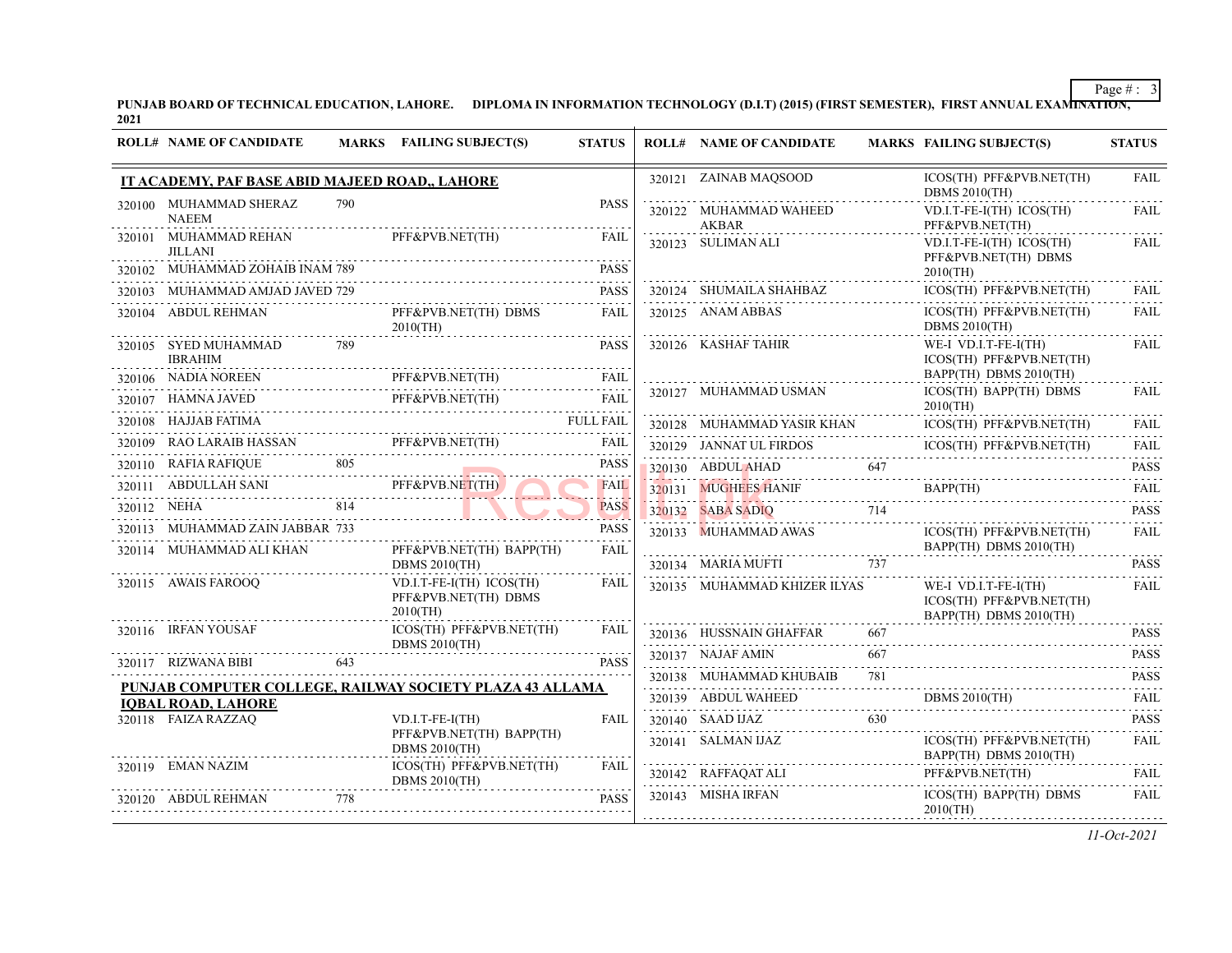**PUNJAB BOARD OF TECHNICAL EDUCATION, LAHORE. DIPLOMA IN INFORMATION TECHNOLOGY (D.I.T) (2015) (FIRST SEMESTER), FIRST ANNUAL EXAMINATION, 2021**

## IT ACADEMY, PAF BASE ABID MAJEED ROAD,, LAHORE

| ROLL# | NAME OF CANDIDATE | MARKS | FAILING SUBJECT(S) | STATUS |
|---|---|---|---|---|
| 320100 | MUHAMMAD SHERAZ NAEEM | 790 | | PASS |
| 320101 | MUHAMMAD REHAN JILLANI | | PFF&PVB.NET(TH) | FAIL |
| 320102 | MUHAMMAD ZOHAIB INAM | 789 | | PASS |
| 320103 | MUHAMMAD AMJAD JAVED | 729 | | PASS |
| 320104 | ABDUL REHMAN | | PFF&PVB.NET(TH) DBMS 2010(TH) | FAIL |
| 320105 | SYED MUHAMMAD IBRAHIM | 789 | | PASS |
| 320106 | NADIA NOREEN | | PFF&PVB.NET(TH) | FAIL |
| 320107 | HAMNA JAVED | | PFF&PVB.NET(TH) | FAIL |
| 320108 | HAJJAB FATIMA | | | FULL FAIL |
| 320109 | RAO LARAIB HASSAN | | PFF&PVB.NET(TH) | FAIL |
| 320110 | RAFIA RAFIQUE | 805 | | PASS |
| 320111 | ABDULLAH SANI | | PFF&PVB.NET(TH) | FAIL |
| 320112 | NEHA | 814 | | PASS |
| 320113 | MUHAMMAD ZAIN JABBAR | 733 | | PASS |
| 320114 | MUHAMMAD ALI KHAN | | PFF&PVB.NET(TH) BAPP(TH) DBMS 2010(TH) | FAIL |
| 320115 | AWAIS FAROOQ | | VD.I.T-FE-I(TH) ICOS(TH) PFF&PVB.NET(TH) DBMS 2010(TH) | FAIL |
| 320116 | IRFAN YOUSAF | | ICOS(TH) PFF&PVB.NET(TH) DBMS 2010(TH) | FAIL |
| 320117 | RIZWANA BIBI | 643 | | PASS |

## PUNJAB COMPUTER COLLEGE, RAILWAY SOCIETY PLAZA 43 ALLAMA IQBAL ROAD, LAHORE

| ROLL# | NAME OF CANDIDATE | MARKS | FAILING SUBJECT(S) | STATUS |
|---|---|---|---|---|
| 320118 | FAIZA RAZZAQ | | VD.I.T-FE-I(TH) PFF&PVB.NET(TH) BAPP(TH) DBMS 2010(TH) | FAIL |
| 320119 | EMAN NAZIM | | ICOS(TH) PFF&PVB.NET(TH) DBMS 2010(TH) | FAIL |
| 320120 | ABDUL REHMAN | 778 | | PASS |
| 320121 | ZAINAB MAQSOOD | | ICOS(TH) PFF&PVB.NET(TH) DBMS 2010(TH) | FAIL |
| 320122 | MUHAMMAD WAHEED AKBAR | | VD.I.T-FE-I(TH) ICOS(TH) PFF&PVB.NET(TH) | FAIL |
| 320123 | SULIMAN ALI | | VD.I.T-FE-I(TH) ICOS(TH) PFF&PVB.NET(TH) DBMS 2010(TH) | FAIL |
| 320124 | SHUMAILA SHAHBAZ | | ICOS(TH) PFF&PVB.NET(TH) | FAIL |
| 320125 | ANAM ABBAS | | ICOS(TH) PFF&PVB.NET(TH) DBMS 2010(TH) | FAIL |
| 320126 | KASHAF TAHIR | | WE-I VD.I.T-FE-I(TH) ICOS(TH) PFF&PVB.NET(TH) BAPP(TH) DBMS 2010(TH) | FAIL |
| 320127 | MUHAMMAD USMAN | | ICOS(TH) BAPP(TH) DBMS 2010(TH) | FAIL |
| 320128 | MUHAMMAD YASIR KHAN | | ICOS(TH) PFF&PVB.NET(TH) | FAIL |
| 320129 | JANNAT UL FIRDOS | | ICOS(TH) PFF&PVB.NET(TH) | FAIL |
| 320130 | ABDUL AHAD | 647 | | PASS |
| 320131 | MUGHEES HANIF | | BAPP(TH) | FAIL |
| 320132 | SABA SADIQ | 714 | | PASS |
| 320133 | MUHAMMAD AWAS | | ICOS(TH) PFF&PVB.NET(TH) BAPP(TH) DBMS 2010(TH) | FAIL |
| 320134 | MARIA MUFTI | 737 | | PASS |
| 320135 | MUHAMMAD KHIZER ILYAS | | WE-I VD.I.T-FE-I(TH) ICOS(TH) PFF&PVB.NET(TH) BAPP(TH) DBMS 2010(TH) | FAIL |
| 320136 | HUSSNAIN GHAFFAR | 667 | | PASS |
| 320137 | NAJAF AMIN | 667 | | PASS |
| 320138 | MUHAMMAD KHUBAIB | 781 | | PASS |
| 320139 | ABDUL WAHEED | | DBMS 2010(TH) | FAIL |
| 320140 | SAAD IJAZ | 630 | | PASS |
| 320141 | SALMAN IJAZ | | ICOS(TH) PFF&PVB.NET(TH) BAPP(TH) DBMS 2010(TH) | FAIL |
| 320142 | RAFFAQAT ALI | | PFF&PVB.NET(TH) | FAIL |
| 320143 | MISHA IRFAN | | ICOS(TH) BAPP(TH) DBMS 2010(TH) | FAIL |

*11-Oct-2021*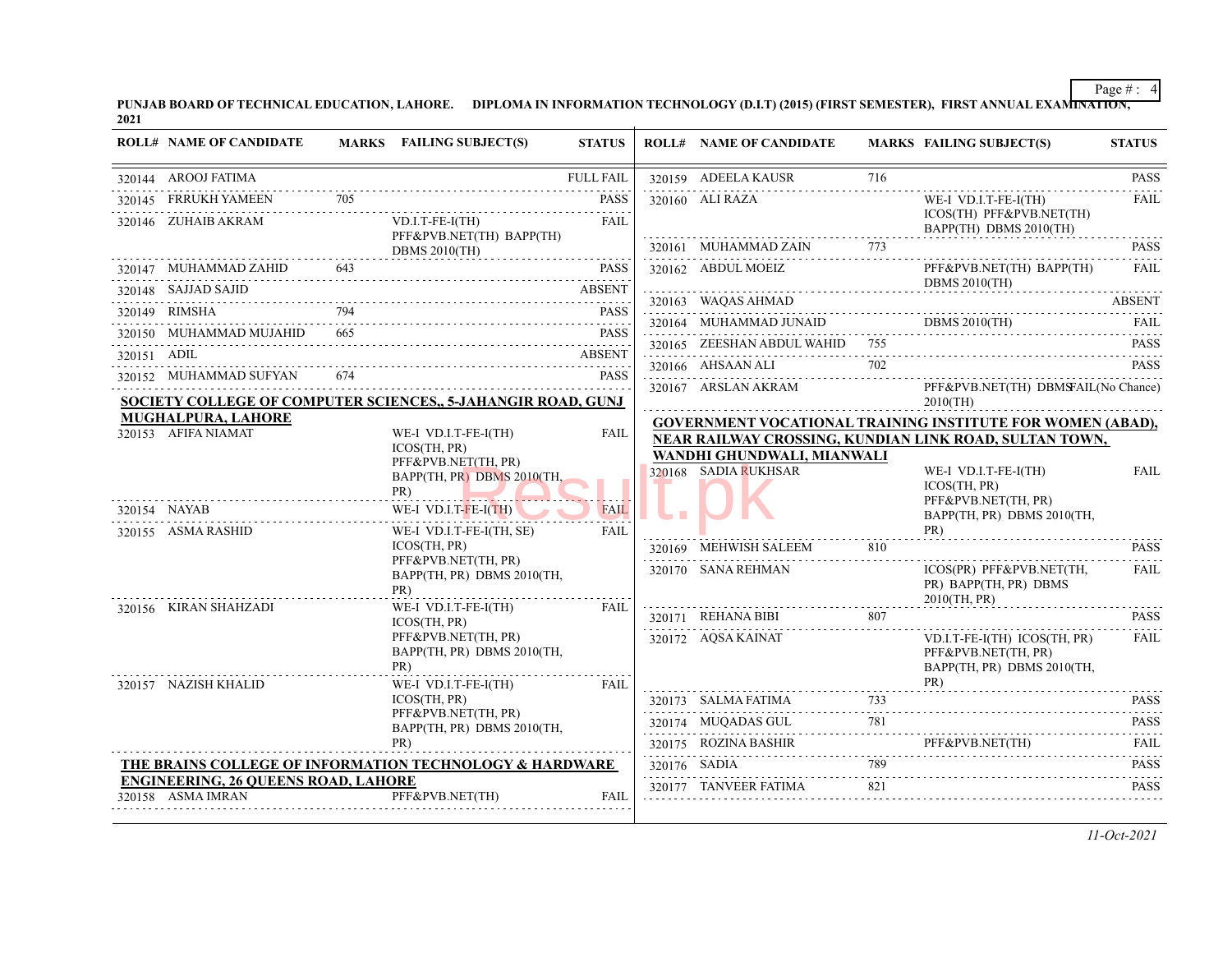**PUNJAB BOARD OF TECHNICAL EDUCATION, LAHORE. DIPLOMA IN INFORMATION TECHNOLOGY (D.I.T) (2015) (FIRST SEMESTER), FIRST ANNUAL EXAMINATION, 2021**

| ROLL# | NAME OF CANDIDATE | MARKS | FAILING SUBJECT(S) | STATUS |
|---|---|---|---|---|
| 320144 | AROOJ FATIMA | | | FULL FAIL |
| 320145 | FRRUKH YAMEEN | 705 | | PASS |
| 320146 | ZUHAIB AKRAM | | VD.I.T-FE-I(TH) PFF&PVB.NET(TH) BAPP(TH) DBMS 2010(TH) | FAIL |
| 320147 | MUHAMMAD ZAHID | 643 | | PASS |
| 320148 | SAJJAD SAJID | | | ABSENT |
| 320149 | RIMSHA | 794 | | PASS |
| 320150 | MUHAMMAD MUJAHID | 665 | | PASS |
| 320151 | ADIL | | | ABSENT |
| 320152 | MUHAMMAD SUFYAN | 674 | | PASS |

**SOCIETY COLLEGE OF COMPUTER SCIENCES,, 5-JAHANGIR ROAD, GUNJ MUGHALPURA, LAHORE**

| ROLL# | NAME OF CANDIDATE | MARKS | FAILING SUBJECT(S) | STATUS |
|---|---|---|---|---|
| 320153 | AFIFA NIAMAT | | WE-I VD.I.T-FE-I(TH) ICOS(TH, PR) PFF&PVB.NET(TH, PR) BAPP(TH, PR) DBMS 2010(TH, PR) | FAIL |
| 320154 | NAYAB | | WE-I VD.I.T-FE-I(TH) | FAIL |
| 320155 | ASMA RASHID | | WE-I VD.I.T-FE-I(TH, SE) ICOS(TH, PR) PFF&PVB.NET(TH, PR) BAPP(TH, PR) DBMS 2010(TH, PR) | FAIL |
| 320156 | KIRAN SHAHZADI | | WE-I VD.I.T-FE-I(TH) ICOS(TH, PR) PFF&PVB.NET(TH, PR) BAPP(TH, PR) DBMS 2010(TH, PR) | FAIL |
| 320157 | NAZISH KHALID | | WE-I VD.I.T-FE-I(TH) ICOS(TH, PR) PFF&PVB.NET(TH, PR) BAPP(TH, PR) DBMS 2010(TH, PR) | FAIL |

**THE BRAINS COLLEGE OF INFORMATION TECHNOLOGY & HARDWARE ENGINEERING, 26 QUEENS ROAD, LAHORE**

| ROLL# | NAME OF CANDIDATE | MARKS | FAILING SUBJECT(S) | STATUS |
|---|---|---|---|---|
| 320158 | ASMA IMRAN | | PFF&PVB.NET(TH) | FAIL |
| 320159 | ADEELA KAUSR | 716 | | PASS |
| 320160 | ALI RAZA | | WE-I VD.I.T-FE-I(TH) ICOS(TH) PFF&PVB.NET(TH) BAPP(TH) DBMS 2010(TH) | FAIL |
| 320161 | MUHAMMAD ZAIN | 773 | | PASS |
| 320162 | ABDUL MOEIZ | | PFF&PVB.NET(TH) BAPP(TH) DBMS 2010(TH) | FAIL |
| 320163 | WAQAS AHMAD | | | ABSENT |
| 320164 | MUHAMMAD JUNAID | | DBMS 2010(TH) | FAIL |
| 320165 | ZEESHAN ABDUL WAHID | 755 | | PASS |
| 320166 | AHSAAN ALI | 702 | | PASS |
| 320167 | ARSLAN AKRAM | | PFF&PVB.NET(TH) DBMS 2010(TH) | FAIL(No Chance) |

**GOVERNMENT VOCATIONAL TRAINING INSTITUTE FOR WOMEN (ABAD), NEAR RAILWAY CROSSING, KUNDIAN LINK ROAD, SULTAN TOWN, WANDHI GHUNDWALI, MIANWALI**

| ROLL# | NAME OF CANDIDATE | MARKS | FAILING SUBJECT(S) | STATUS |
|---|---|---|---|---|
| 320168 | SADIA RUKHSAR | | WE-I VD.I.T-FE-I(TH) ICOS(TH, PR) PFF&PVB.NET(TH, PR) BAPP(TH, PR) DBMS 2010(TH, PR) | FAIL |
| 320169 | MEHWISH SALEEM | 810 | | PASS |
| 320170 | SANA REHMAN | | ICOS(PR) PFF&PVB.NET(TH, PR) BAPP(TH, PR) DBMS 2010(TH, PR) | FAIL |
| 320171 | REHANA BIBI | 807 | | PASS |
| 320172 | AQSA KAINAT | | VD.I.T-FE-I(TH) ICOS(TH, PR) PFF&PVB.NET(TH, PR) BAPP(TH, PR) DBMS 2010(TH, PR) | FAIL |
| 320173 | SALMA FATIMA | 733 | | PASS |
| 320174 | MUQADAS GUL | 781 | | PASS |
| 320175 | ROZINA BASHIR | | PFF&PVB.NET(TH) | FAIL |
| 320176 | SADIA | 789 | | PASS |
| 320177 | TANVEER FATIMA | 821 | | PASS |

*11-Oct-2021*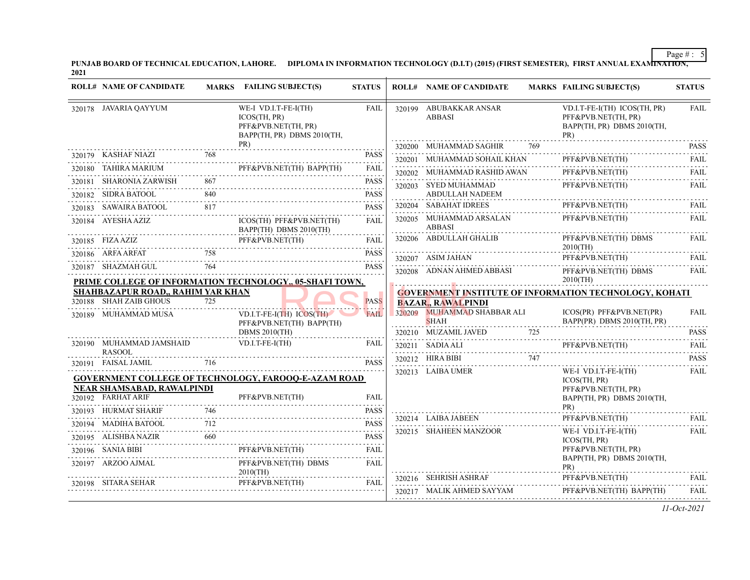**PUNJAB BOARD OF TECHNICAL EDUCATION, LAHORE. DIPLOMA IN INFORMATION TECHNOLOGY (D.I.T) (2015) (FIRST SEMESTER), FIRST ANNUAL EXAMINATION, 2021**

| ROLL# | NAME OF CANDIDATE | MARKS | FAILING SUBJECT(S) | STATUS |
|---|---|---|---|---|
| 320178 | JAVARIA QAYYUM | | WE-I VD.I.T-FE-I(TH) ICOS(TH, PR) PFF&PVB.NET(TH, PR) BAPP(TH, PR) DBMS 2010(TH, PR) | FAIL |
| 320179 | KASHAF NIAZI | 768 | | PASS |
| 320180 | TAHIRA MARIUM | | PFF&PVB.NET(TH) BAPP(TH) | FAIL |
| 320181 | SHARONIA ZARWISH | 867 | | PASS |
| 320182 | SIDRA BATOOL | 840 | | PASS |
| 320183 | SAWAIRA BATOOL | 817 | | PASS |
| 320184 | AYESHA AZIZ | | ICOS(TH) PFF&PVB.NET(TH) BAPP(TH) DBMS 2010(TH) | FAIL |
| 320185 | FIZA AZIZ | | PFF&PVB.NET(TH) | FAIL |
| 320186 | ARFA ARFAT | 758 | | PASS |
| 320187 | SHAZMAH GUL | 764 | | PASS |

**PRIME COLLEGE OF INFORMATION TECHNOLOGY,, 05-SHAFI TOWN, SHAHBAZAPUR ROAD,, RAHIM YAR KHAN**

| ROLL# | NAME OF CANDIDATE | MARKS | FAILING SUBJECT(S) | STATUS |
|---|---|---|---|---|
| 320188 | SHAH ZAIB GHOUS | 725 | | PASS |
| 320189 | MUHAMMAD MUSA | | VD.I.T-FE-I(TH) ICOS(TH) PFF&PVB.NET(TH) BAPP(TH) DBMS 2010(TH) | FAIL |
| 320190 | MUHAMMAD JAMSHAID RASOOL | | VD.I.T-FE-I(TH) | FAIL |
| 320191 | FAISAL JAMIL | 716 | | PASS |

**GOVERNMENT COLLEGE OF TECHNOLOGY, FAROOQ-E-AZAM ROAD NEAR SHAMSABAD, RAWALPINDI**

| ROLL# | NAME OF CANDIDATE | MARKS | FAILING SUBJECT(S) | STATUS |
|---|---|---|---|---|
| 320192 | FARHAT ARIF | | PFF&PVB.NET(TH) | FAIL |
| 320193 | HURMAT SHARIF | 746 | | PASS |
| 320194 | MADIHA BATOOL | 712 | | PASS |
| 320195 | ALISHBA NAZIR | 660 | | PASS |
| 320196 | SANIA BIBI | | PFF&PVB.NET(TH) | FAIL |
| 320197 | ARZOO AJMAL | | PFF&PVB.NET(TH) DBMS 2010(TH) | FAIL |
| 320198 | SITARA SEHAR | | PFF&PVB.NET(TH) | FAIL |
| 320199 | ABUBAKKAR ANSAR ABBASI | | VD.I.T-FE-I(TH) ICOS(TH, PR) PFF&PVB.NET(TH, PR) BAPP(TH, PR) DBMS 2010(TH, PR) | FAIL |
| 320200 | MUHAMMAD SAGHIR | 769 | | PASS |
| 320201 | MUHAMMAD SOHAIL KHAN | | PFF&PVB.NET(TH) | FAIL |
| 320202 | MUHAMMAD RASHID AWAN | | PFF&PVB.NET(TH) | FAIL |
| 320203 | SYED MUHAMMAD ABDULLAH NADEEM | | PFF&PVB.NET(TH) | FAIL |
| 320204 | SABAHAT IDREES | | PFF&PVB.NET(TH) | FAIL |
| 320205 | MUHAMMAD ARSALAN ABBASI | | PFF&PVB.NET(TH) | FAIL |
| 320206 | ABDULLAH GHALIB | | PFF&PVB.NET(TH) DBMS 2010(TH) | FAIL |
| 320207 | ASIM JAHAN | | PFF&PVB.NET(TH) | FAIL |
| 320208 | ADNAN AHMED ABBASI | | PFF&PVB.NET(TH) DBMS 2010(TH) | FAIL |

**GOVERNMENT INSTITUTE OF INFORMATION TECHNOLOGY, KOHATI BAZAR,, RAWALPINDI**

| ROLL# | NAME OF CANDIDATE | MARKS | FAILING SUBJECT(S) | STATUS |
|---|---|---|---|---|
| 320209 | MUHAMMAD SHABBAR ALI SHAH | | ICOS(PR) PFF&PVB.NET(PR) BAPP(PR) DBMS 2010(TH, PR) | FAIL |
| 320210 | MUZAMIL JAVED | 725 | | PASS |
| 320211 | SADIA ALI | | PFF&PVB.NET(TH) | FAIL |
| 320212 | HIRA BIBI | 747 | | PASS |
| 320213 | LAIBA UMER | | WE-I VD.I.T-FE-I(TH) ICOS(TH, PR) PFF&PVB.NET(TH, PR) BAPP(TH, PR) DBMS 2010(TH, PR) | FAIL |
| 320214 | LAIBA JABEEN | | PFF&PVB.NET(TH) | FAIL |
| 320215 | SHAHEEN MANZOOR | | WE-I VD.I.T-FE-I(TH) ICOS(TH, PR) PFF&PVB.NET(TH, PR) BAPP(TH, PR) DBMS 2010(TH, PR) | FAIL |
| 320216 | SEHRISH ASHRAF | | PFF&PVB.NET(TH) | FAIL |
| 320217 | MALIK AHMED SAYYAM | | PFF&PVB.NET(TH) BAPP(TH) | FAIL |

*11-Oct-2021*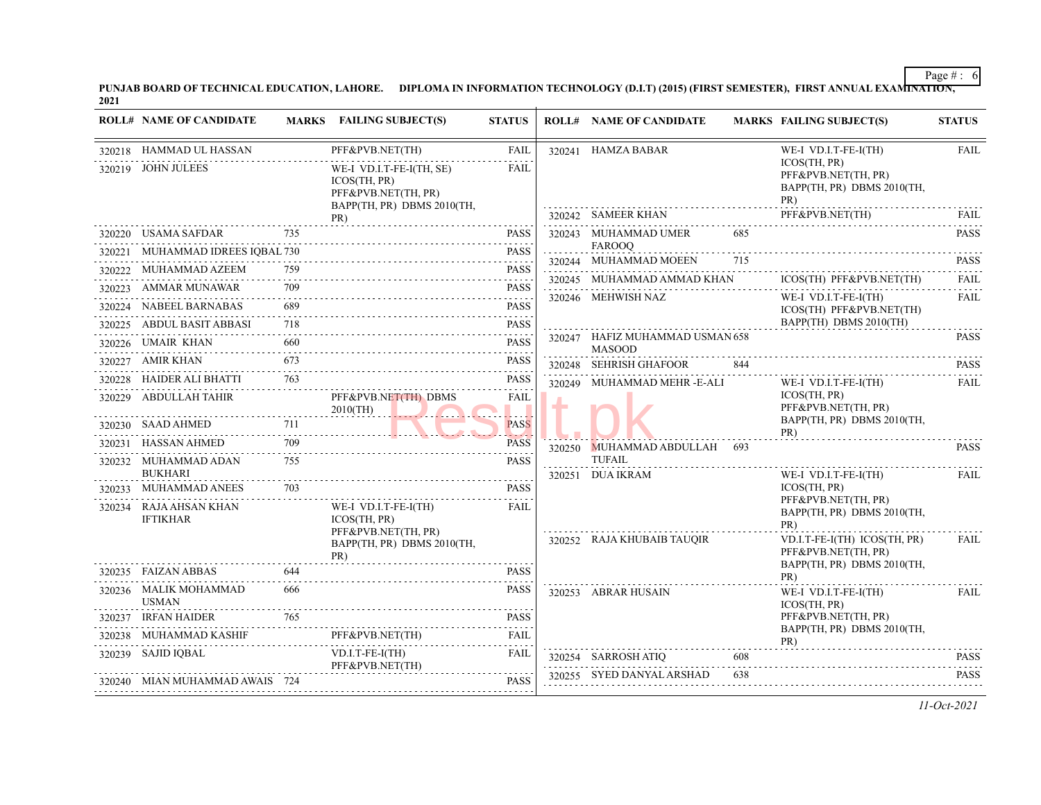**PUNJAB BOARD OF TECHNICAL EDUCATION, LAHORE. DIPLOMA IN INFORMATION TECHNOLOGY (D.I.T) (2015) (FIRST SEMESTER), FIRST ANNUAL EXAMINATION, 2021**

| ROLL# | NAME OF CANDIDATE | MARKS | FAILING SUBJECT(S) | STATUS |
|---|---|---|---|---|
| 320218 | HAMMAD UL HASSAN | | PFF&PVB.NET(TH) | FAIL |
| 320219 | JOHN JULEES | | WE-I VD.I.T-FE-I(TH, SE) ICOS(TH, PR) PFF&PVB.NET(TH, PR) BAPP(TH, PR) DBMS 2010(TH, PR) | FAIL |
| 320220 | USAMA SAFDAR | 735 | | PASS |
| 320221 | MUHAMMAD IDREES IQBAL | 730 | | PASS |
| 320222 | MUHAMMAD AZEEM | 759 | | PASS |
| 320223 | AMMAR MUNAWAR | 709 | | PASS |
| 320224 | NABEEL BARNABAS | 689 | | PASS |
| 320225 | ABDUL BASIT ABBASI | 718 | | PASS |
| 320226 | UMAIR KHAN | 660 | | PASS |
| 320227 | AMIR KHAN | 673 | | PASS |
| 320228 | HAIDER ALI BHATTI | 763 | | PASS |
| 320229 | ABDULLAH TAHIR | | PFF&PVB.NET(TH) DBMS 2010(TH) | FAIL |
| 320230 | SAAD AHMED | 711 | | PASS |
| 320231 | HASSAN AHMED | 709 | | PASS |
| 320232 | MUHAMMAD ADAN BUKHARI | 755 | | PASS |
| 320233 | MUHAMMAD ANEES | 703 | | PASS |
| 320234 | RAJA AHSAN KHAN IFTIKHAR | | WE-I VD.I.T-FE-I(TH) ICOS(TH, PR) PFF&PVB.NET(TH, PR) BAPP(TH, PR) DBMS 2010(TH, PR) | FAIL |
| 320235 | FAIZAN ABBAS | 644 | | PASS |
| 320236 | MALIK MOHAMMAD USMAN | 666 | | PASS |
| 320237 | IRFAN HAIDER | 765 | | PASS |
| 320238 | MUHAMMAD KASHIF | | PFF&PVB.NET(TH) | FAIL |
| 320239 | SAJID IQBAL | | VD.I.T-FE-I(TH) PFF&PVB.NET(TH) | FAIL |
| 320240 | MIAN MUHAMMAD AWAIS | 724 | | PASS |
| 320241 | HAMZA BABAR | | WE-I VD.I.T-FE-I(TH) ICOS(TH, PR) PFF&PVB.NET(TH, PR) BAPP(TH, PR) DBMS 2010(TH, PR) | FAIL |
| 320242 | SAMEER KHAN | | PFF&PVB.NET(TH) | FAIL |
| 320243 | MUHAMMAD UMER FAROOQ | 685 | | PASS |
| 320244 | MUHAMMAD MOEEN | 715 | | PASS |
| 320245 | MUHAMMAD AMMAD KHAN | | ICOS(TH) PFF&PVB.NET(TH) | FAIL |
| 320246 | MEHWISH NAZ | | WE-I VD.I.T-FE-I(TH) ICOS(TH) PFF&PVB.NET(TH) BAPP(TH) DBMS 2010(TH) | FAIL |
| 320247 | HAFIZ MUHAMMAD USMAN MASOOD | 658 | | PASS |
| 320248 | SEHRISH GHAFOOR | 844 | | PASS |
| 320249 | MUHAMMAD MEHR -E-ALI | | WE-I VD.I.T-FE-I(TH) ICOS(TH, PR) PFF&PVB.NET(TH, PR) BAPP(TH, PR) DBMS 2010(TH, PR) | FAIL |
| 320250 | MUHAMMAD ABDULLAH TUFAIL | 693 | | PASS |
| 320251 | DUA IKRAM | | WE-I VD.I.T-FE-I(TH) ICOS(TH, PR) PFF&PVB.NET(TH, PR) BAPP(TH, PR) DBMS 2010(TH, PR) | FAIL |
| 320252 | RAJA KHUBAIB TAUQIR | | VD.I.T-FE-I(TH) ICOS(TH, PR) PFF&PVB.NET(TH, PR) BAPP(TH, PR) DBMS 2010(TH, PR) | FAIL |
| 320253 | ABRAR HUSAIN | | WE-I VD.I.T-FE-I(TH) ICOS(TH, PR) PFF&PVB.NET(TH, PR) BAPP(TH, PR) DBMS 2010(TH, PR) | FAIL |
| 320254 | SARROSH ATIQ | 608 | | PASS |
| 320255 | SYED DANYAL ARSHAD | 638 | | PASS |

*11-Oct-2021*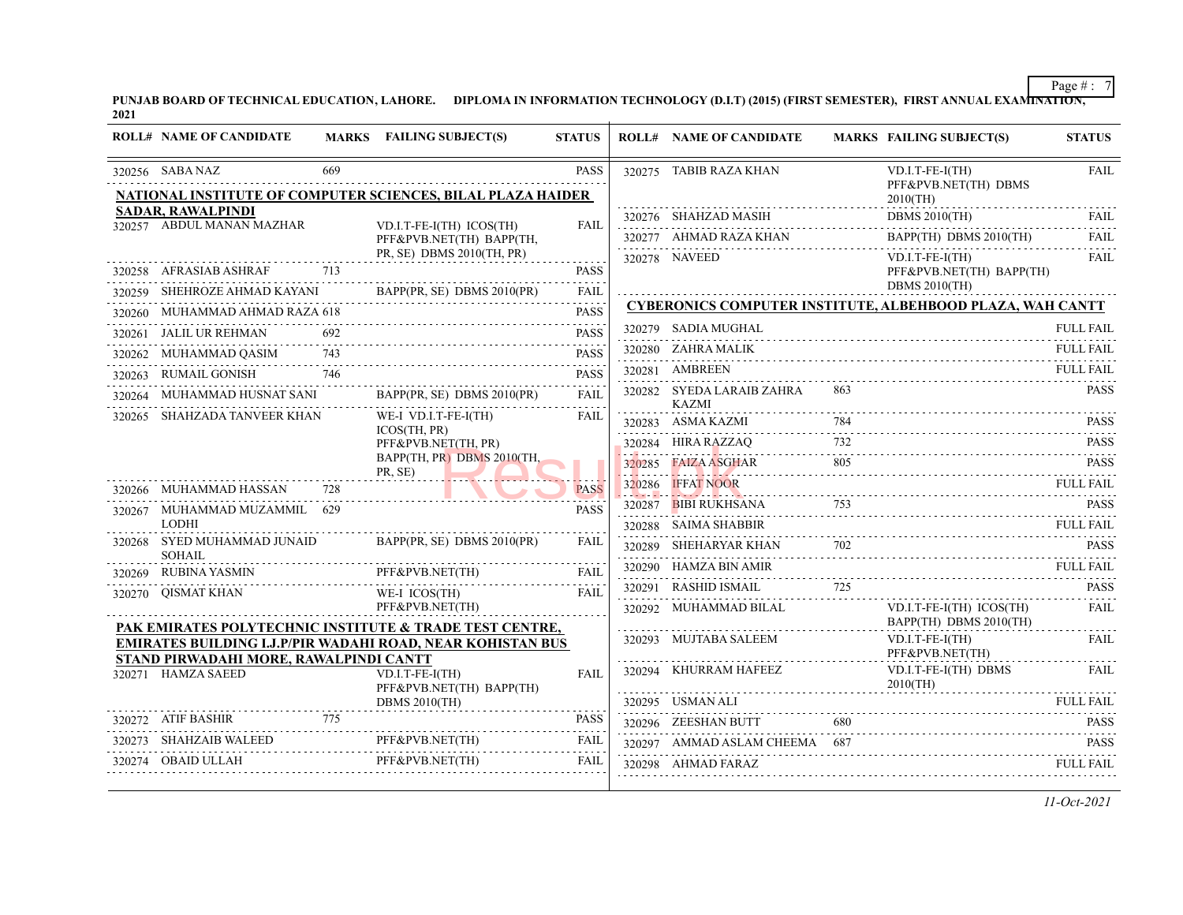PUNJAB BOARD OF TECHNICAL EDUCATION, LAHORE. DIPLOMA IN INFORMATION TECHNOLOGY (D.I.T) (2015) (FIRST SEMESTER), FIRST ANNUAL EXAMINATION, 2021

| ROLL# | NAME OF CANDIDATE | MARKS | FAILING SUBJECT(S) | STATUS |
|---|---|---|---|---|
| 320256 | SABA NAZ | 669 | | PASS |

**NATIONAL INSTITUTE OF COMPUTER SCIENCES, BILAL PLAZA HAIDER SADAR, RAWALPINDI**

| ROLL# | NAME OF CANDIDATE | MARKS | FAILING SUBJECT(S) | STATUS |
|---|---|---|---|---|
| 320257 | ABDUL MANAN MAZHAR | | VD.I.T-FE-I(TH) ICOS(TH) PFF&PVB.NET(TH) BAPP(TH, PR, SE) DBMS 2010(TH, PR) | FAIL |
| 320258 | AFRASIAB ASHRAF | 713 | | PASS |
| 320259 | SHEHROZE AHMAD KAYANI | | BAPP(PR, SE) DBMS 2010(PR) | FAIL |
| 320260 | MUHAMMAD AHMAD RAZA | 618 | | PASS |
| 320261 | JALIL UR REHMAN | 692 | | PASS |
| 320262 | MUHAMMAD QASIM | 743 | | PASS |
| 320263 | RUMAIL GONISH | 746 | | PASS |
| 320264 | MUHAMMAD HUSNAT SANI | | BAPP(PR, SE) DBMS 2010(PR) | FAIL |
| 320265 | SHAHZADA TANVEER KHAN | | WE-I VD.I.T-FE-I(TH) ICOS(TH, PR) PFF&PVB.NET(TH, PR) BAPP(TH, PR) DBMS 2010(TH, PR, SE) | FAIL |
| 320266 | MUHAMMAD HASSAN | 728 | | PASS |
| 320267 | MUHAMMAD MUZAMMIL LODHI | 629 | | PASS |
| 320268 | SYED MUHAMMAD JUNAID SOHAIL | | BAPP(PR, SE) DBMS 2010(PR) | FAIL |
| 320269 | RUBINA YASMIN | | PFF&PVB.NET(TH) | FAIL |
| 320270 | QISMAT KHAN | | WE-I ICOS(TH) PFF&PVB.NET(TH) | FAIL |

**PAK EMIRATES POLYTECHNIC INSTITUTE & TRADE TEST CENTRE, EMIRATES BUILDING I.J.P/PIR WADAHI ROAD, NEAR KOHISTAN BUS STAND PIRWADAHI MORE, RAWALPINDI CANTT**

| ROLL# | NAME OF CANDIDATE | MARKS | FAILING SUBJECT(S) | STATUS |
|---|---|---|---|---|
| 320271 | HAMZA SAEED | | VD.I.T-FE-I(TH) PFF&PVB.NET(TH) BAPP(TH) DBMS 2010(TH) | FAIL |
| 320272 | ATIF BASHIR | 775 | | PASS |
| 320273 | SHAHZAIB WALEED | | PFF&PVB.NET(TH) | FAIL |
| 320274 | OBAID ULLAH | | PFF&PVB.NET(TH) | FAIL |
| 320275 | TABIB RAZA KHAN | | VD.I.T-FE-I(TH) PFF&PVB.NET(TH) DBMS 2010(TH) | FAIL |
| 320276 | SHAHZAD MASIH | | DBMS 2010(TH) | FAIL |
| 320277 | AHMAD RAZA KHAN | | BAPP(TH) DBMS 2010(TH) | FAIL |
| 320278 | NAVEED | | VD.I.T-FE-I(TH) PFF&PVB.NET(TH) BAPP(TH) DBMS 2010(TH) | FAIL |

**CYBERONICS COMPUTER INSTITUTE, ALBEHBOOD PLAZA, WAH CANTT**

| ROLL# | NAME OF CANDIDATE | MARKS | FAILING SUBJECT(S) | STATUS |
|---|---|---|---|---|
| 320279 | SADIA MUGHAL | | | FULL FAIL |
| 320280 | ZAHRA MALIK | | | FULL FAIL |
| 320281 | AMBREEN | | | FULL FAIL |
| 320282 | SYEDA LARAIB ZAHRA KAZMI | 863 | | PASS |
| 320283 | ASMA KAZMI | 784 | | PASS |
| 320284 | HIRA RAZZAQ | 732 | | PASS |
| 320285 | FAIZA ASGHAR | 805 | | PASS |
| 320286 | IFFAT NOOR | | | FULL FAIL |
| 320287 | BIBI RUKHSANA | 753 | | PASS |
| 320288 | SAIMA SHABBIR | | | FULL FAIL |
| 320289 | SHEHARYAR KHAN | 702 | | PASS |
| 320290 | HAMZA BIN AMIR | | | FULL FAIL |
| 320291 | RASHID ISMAIL | 725 | | PASS |
| 320292 | MUHAMMAD BILAL | | VD.I.T-FE-I(TH) ICOS(TH) BAPP(TH) DBMS 2010(TH) | FAIL |
| 320293 | MUJTABA SALEEM | | VD.I.T-FE-I(TH) PFF&PVB.NET(TH) | FAIL |
| 320294 | KHURRAM HAFEEZ | | VD.I.T-FE-I(TH) DBMS 2010(TH) | FAIL |
| 320295 | USMAN ALI | | | FULL FAIL |
| 320296 | ZEESHAN BUTT | 680 | | PASS |
| 320297 | AMMAD ASLAM CHEEMA | 687 | | PASS |
| 320298 | AHMAD FARAZ | | | FULL FAIL |

*11-Oct-2021*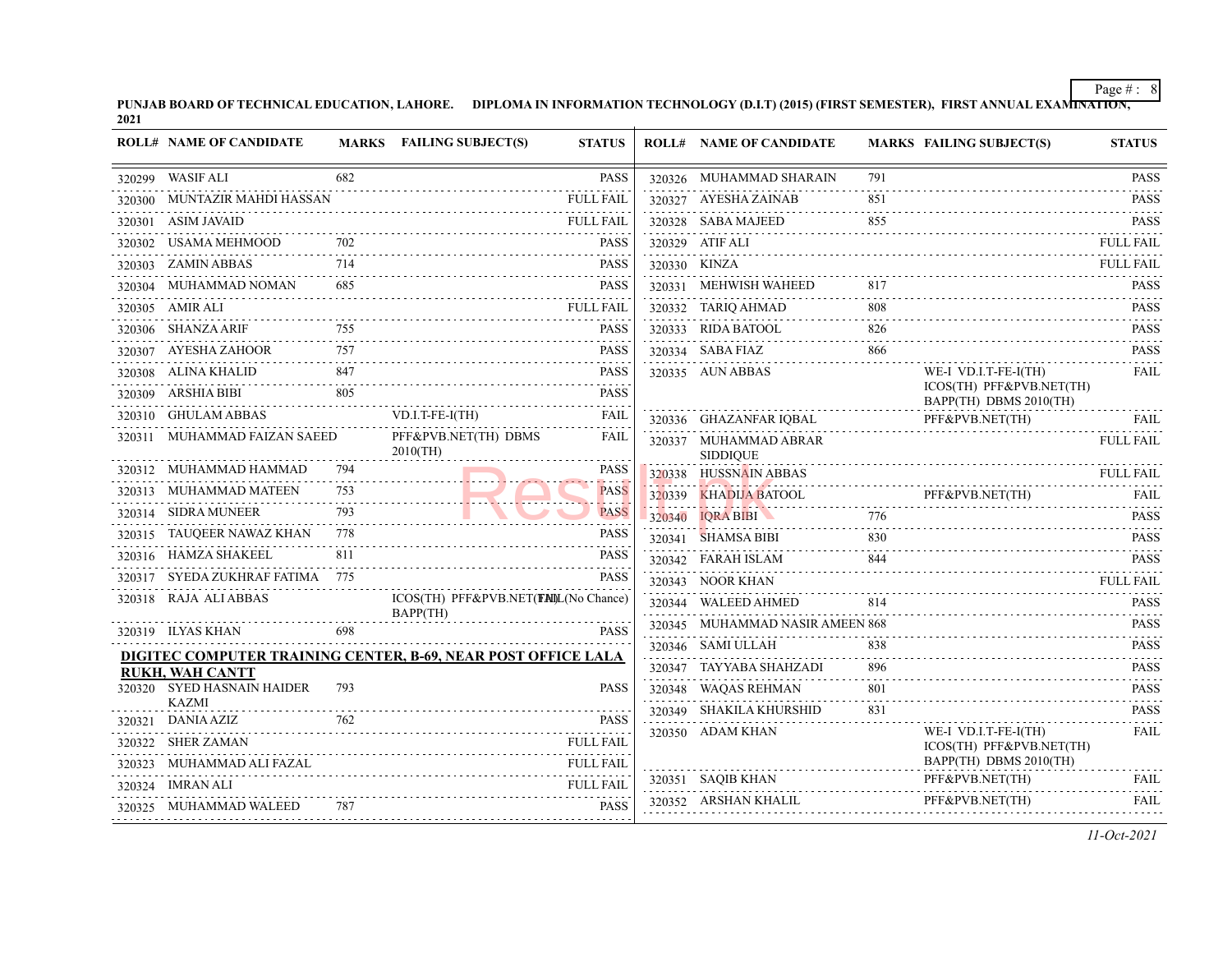**PUNJAB BOARD OF TECHNICAL EDUCATION, LAHORE. DIPLOMA IN INFORMATION TECHNOLOGY (D.I.T) (2015) (FIRST SEMESTER), FIRST ANNUAL EXAMINATION, 2021**

| ROLL# | NAME OF CANDIDATE | MARKS | FAILING SUBJECT(S) | STATUS |
|---|---|---|---|---|
| 320299 | WASIF ALI | 682 | | PASS |
| 320300 | MUNTAZIR MAHDI HASSAN | | | FULL FAIL |
| 320301 | ASIM JAVAID | | | FULL FAIL |
| 320302 | USAMA MEHMOOD | 702 | | PASS |
| 320303 | ZAMIN ABBAS | 714 | | PASS |
| 320304 | MUHAMMAD NOMAN | 685 | | PASS |
| 320305 | AMIR ALI | | | FULL FAIL |
| 320306 | SHANZA ARIF | 755 | | PASS |
| 320307 | AYESHA ZAHOOR | 757 | | PASS |
| 320308 | ALINA KHALID | 847 | | PASS |
| 320309 | ARSHIA BIBI | 805 | | PASS |
| 320310 | GHULAM ABBAS | | VD.I.T-FE-I(TH) | FAIL |
| 320311 | MUHAMMAD FAIZAN SAEED | | PFF&PVB.NET(TH) DBMS 2010(TH) | FAIL |
| 320312 | MUHAMMAD HAMMAD | 794 | | PASS |
| 320313 | MUHAMMAD MATEEN | 753 | | PASS |
| 320314 | SIDRA MUNEER | 793 | | PASS |
| 320315 | TAUQEER NAWAZ KHAN | 778 | | PASS |
| 320316 | HAMZA SHAKEEL | 811 | | PASS |
| 320317 | SYEDA ZUKHRAF FATIMA | 775 | | PASS |
| 320318 | RAJA ALI ABBAS | | ICOS(TH) PFF&PVB.NET(TH) BAPP(TH) | FAIL(No Chance) |
| 320319 | ILYAS KHAN | 698 | | PASS |

**DIGITEC COMPUTER TRAINING CENTER, B-69, NEAR POST OFFICE LALA RUKH, WAH CANTT**

| ROLL# | NAME OF CANDIDATE | MARKS | FAILING SUBJECT(S) | STATUS |
|---|---|---|---|---|
| 320320 | SYED HASNAIN HAIDER KAZMI | 793 | | PASS |
| 320321 | DANIA AZIZ | 762 | | PASS |
| 320322 | SHER ZAMAN | | | FULL FAIL |
| 320323 | MUHAMMAD ALI FAZAL | | | FULL FAIL |
| 320324 | IMRAN ALI | | | FULL FAIL |
| 320325 | MUHAMMAD WALEED | 787 | | PASS |
| 320326 | MUHAMMAD SHARAIN | 791 | | PASS |
| 320327 | AYESHA ZAINAB | 851 | | PASS |
| 320328 | SABA MAJEED | 855 | | PASS |
| 320329 | ATIF ALI | | | FULL FAIL |
| 320330 | KINZA | | | FULL FAIL |
| 320331 | MEHWISH WAHEED | 817 | | PASS |
| 320332 | TARIQ AHMAD | 808 | | PASS |
| 320333 | RIDA BATOOL | 826 | | PASS |
| 320334 | SABA FIAZ | 866 | | PASS |
| 320335 | AUN ABBAS | | WE-I VD.I.T-FE-I(TH) ICOS(TH) PFF&PVB.NET(TH) BAPP(TH) DBMS 2010(TH) | FAIL |
| 320336 | GHAZANFAR IQBAL | | PFF&PVB.NET(TH) | FAIL |
| 320337 | MUHAMMAD ABRAR SIDDIQUE | | | FULL FAIL |
| 320338 | HUSSNAIN ABBAS | | | FULL FAIL |
| 320339 | KHADIJA BATOOL | | PFF&PVB.NET(TH) | FAIL |
| 320340 | IQRA BIBI | 776 | | PASS |
| 320341 | SHAMSA BIBI | 830 | | PASS |
| 320342 | FARAH ISLAM | 844 | | PASS |
| 320343 | NOOR KHAN | | | FULL FAIL |
| 320344 | WALEED AHMED | 814 | | PASS |
| 320345 | MUHAMMAD NASIR AMEEN | 868 | | PASS |
| 320346 | SAMI ULLAH | 838 | | PASS |
| 320347 | TAYYABA SHAHZADI | 896 | | PASS |
| 320348 | WAQAS REHMAN | 801 | | PASS |
| 320349 | SHAKILA KHURSHID | 831 | | PASS |
| 320350 | ADAM KHAN | | WE-I VD.I.T-FE-I(TH) ICOS(TH) PFF&PVB.NET(TH) BAPP(TH) DBMS 2010(TH) | FAIL |
| 320351 | SAQIB KHAN | | PFF&PVB.NET(TH) | FAIL |
| 320352 | ARSHAN KHALIL | | PFF&PVB.NET(TH) | FAIL |

*11-Oct-2021*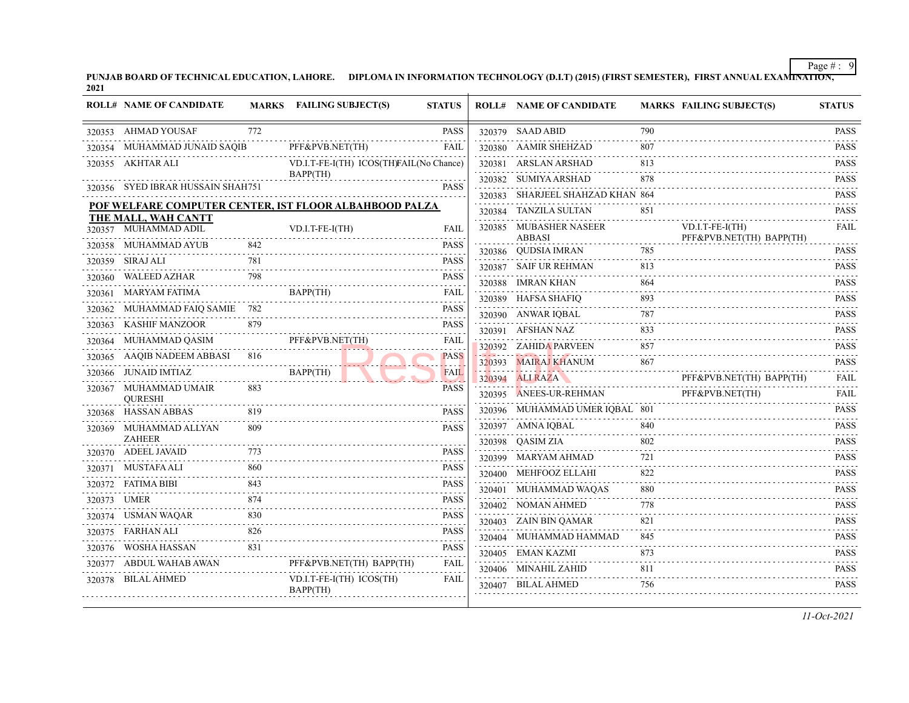PUNJAB BOARD OF TECHNICAL EDUCATION, LAHORE. DIPLOMA IN INFORMATION TECHNOLOGY (D.I.T) (2015) (FIRST SEMESTER), FIRST ANNUAL EXAMINATION, 2021

| ROLL# | NAME OF CANDIDATE | MARKS | FAILING SUBJECT(S) | STATUS |
|---|---|---|---|---|
| 320353 | AHMAD YOUSAF | 772 | | PASS |
| 320354 | MUHAMMAD JUNAID SAQIB | | PFF&PVB.NET(TH) | FAIL |
| 320355 | AKHTAR ALI | | VD.I.T-FE-I(TH) ICOS(TH) BAPP(TH) | FAIL(No Chance) |
| 320356 | SYED IBRAR HUSSAIN SHAH | 751 | | PASS |

**POF WELFARE COMPUTER CENTER, IST FLOOR ALBAHBOOD PALZA THE MALL, WAH CANTT**

| ROLL# | NAME OF CANDIDATE | MARKS | FAILING SUBJECT(S) | STATUS |
|---|---|---|---|---|
| 320357 | MUHAMMAD ADIL | | VD.I.T-FE-I(TH) | FAIL |
| 320358 | MUHAMMAD AYUB | 842 | | PASS |
| 320359 | SIRAJ ALI | 781 | | PASS |
| 320360 | WALEED AZHAR | 798 | | PASS |
| 320361 | MARYAM FATIMA | | BAPP(TH) | FAIL |
| 320362 | MUHAMMAD FAIQ SAMIE | 782 | | PASS |
| 320363 | KASHIF MANZOOR | 879 | | PASS |
| 320364 | MUHAMMAD QASIM | | PFF&PVB.NET(TH) | FAIL |
| 320365 | AAQIB NADEEM ABBASI | 816 | | PASS |
| 320366 | JUNAID IMTIAZ | | BAPP(TH) | FAIL |
| 320367 | MUHAMMAD UMAIR QURESHI | 883 | | PASS |
| 320368 | HASSAN ABBAS | 819 | | PASS |
| 320369 | MUHAMMAD ALLYAN ZAHEER | 809 | | PASS |
| 320370 | ADEEL JAVAID | 773 | | PASS |
| 320371 | MUSTAFA ALI | 860 | | PASS |
| 320372 | FATIMA BIBI | 843 | | PASS |
| 320373 | UMER | 874 | | PASS |
| 320374 | USMAN WAQAR | 830 | | PASS |
| 320375 | FARHAN ALI | 826 | | PASS |
| 320376 | WOSHA HASSAN | 831 | | PASS |
| 320377 | ABDUL WAHAB AWAN | | PFF&PVB.NET(TH) BAPP(TH) | FAIL |
| 320378 | BILAL AHMED | | VD.I.T-FE-I(TH) ICOS(TH) BAPP(TH) | FAIL |
| 320379 | SAAD ABID | 790 | | PASS |
| 320380 | AAMIR SHEHZAD | 807 | | PASS |
| 320381 | ARSLAN ARSHAD | 813 | | PASS |
| 320382 | SUMIYA ARSHAD | 878 | | PASS |
| 320383 | SHARJEEL SHAHZAD KHAN | 864 | | PASS |
| 320384 | TANZILA SULTAN | 851 | | PASS |
| 320385 | MUBASHER NASEER ABBASI | | VD.I.T-FE-I(TH) PFF&PVB.NET(TH) BAPP(TH) | FAIL |
| 320386 | QUDSIA IMRAN | 785 | | PASS |
| 320387 | SAIF UR REHMAN | 813 | | PASS |
| 320388 | IMRAN KHAN | 864 | | PASS |
| 320389 | HAFSA SHAFIQ | 893 | | PASS |
| 320390 | ANWAR IQBAL | 787 | | PASS |
| 320391 | AFSHAN NAZ | 833 | | PASS |
| 320392 | ZAHIDA PARVEEN | 857 | | PASS |
| 320393 | MAIRAJ KHANUM | 867 | | PASS |
| 320394 | ALI RAZA | | PFF&PVB.NET(TH) BAPP(TH) | FAIL |
| 320395 | ANEES-UR-REHMAN | | PFF&PVB.NET(TH) | FAIL |
| 320396 | MUHAMMAD UMER IQBAL | 801 | | PASS |
| 320397 | AMNA IQBAL | 840 | | PASS |
| 320398 | QASIM ZIA | 802 | | PASS |
| 320399 | MARYAM AHMAD | 721 | | PASS |
| 320400 | MEHFOOZ ELLAHI | 822 | | PASS |
| 320401 | MUHAMMAD WAQAS | 880 | | PASS |
| 320402 | NOMAN AHMED | 778 | | PASS |
| 320403 | ZAIN BIN QAMAR | 821 | | PASS |
| 320404 | MUHAMMAD HAMMAD | 845 | | PASS |
| 320405 | EMAN KAZMI | 873 | | PASS |
| 320406 | MINAHIL ZAHID | 811 | | PASS |
| 320407 | BILAL AHMED | 756 | | PASS |

*11-Oct-2021*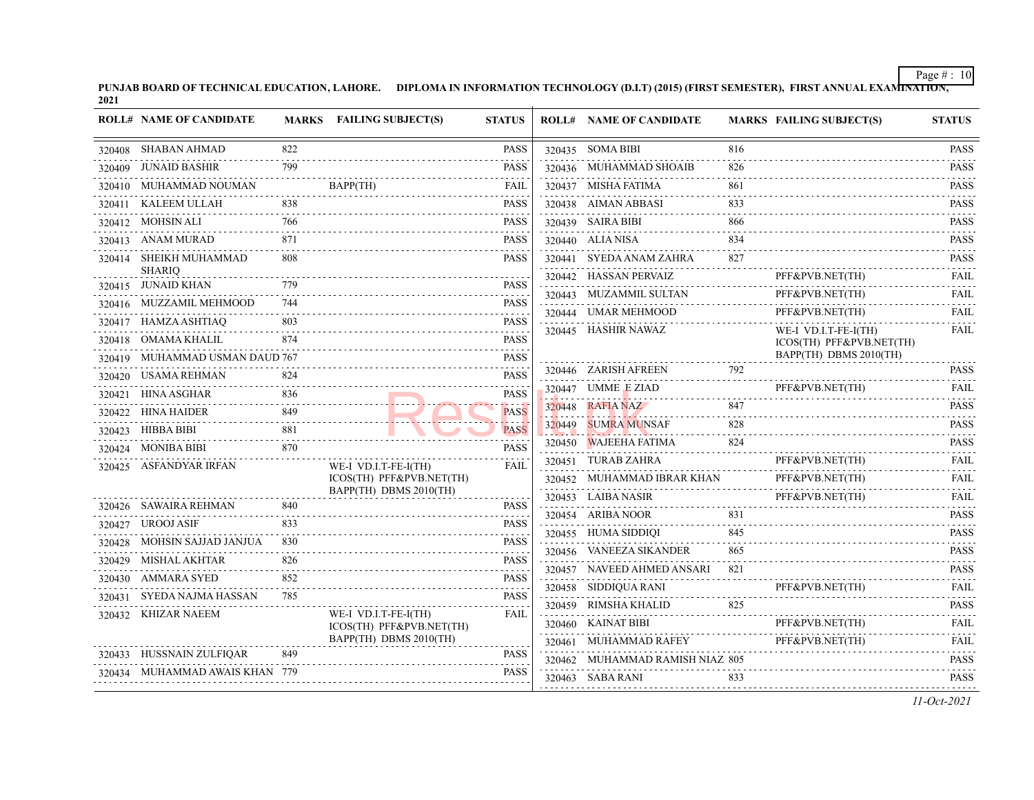PUNJAB BOARD OF TECHNICAL EDUCATION, LAHORE.     DIPLOMA IN INFORMATION TECHNOLOGY (D.I.T) (2015) (FIRST SEMESTER),  FIRST ANNUAL EXAMINATION, 2021

| ROLL# | NAME OF CANDIDATE | MARKS | FAILING SUBJECT(S) | STATUS |
|---|---|---|---|---|
| 320408 | SHABAN AHMAD | 822 | | PASS |
| 320409 | JUNAID BASHIR | 799 | | PASS |
| 320410 | MUHAMMAD NOUMAN | | BAPP(TH) | FAIL |
| 320411 | KALEEM ULLAH | 838 | | PASS |
| 320412 | MOHSIN ALI | 766 | | PASS |
| 320413 | ANAM MURAD | 871 | | PASS |
| 320414 | SHEIKH MUHAMMAD SHARIQ | 808 | | PASS |
| 320415 | JUNAID KHAN | 779 | | PASS |
| 320416 | MUZZAMIL MEHMOOD | 744 | | PASS |
| 320417 | HAMZA ASHTIAQ | 803 | | PASS |
| 320418 | OMAMA KHALIL | 874 | | PASS |
| 320419 | MUHAMMAD USMAN DAUD | 767 | | PASS |
| 320420 | USAMA REHMAN | 824 | | PASS |
| 320421 | HINA ASGHAR | 836 | | PASS |
| 320422 | HINA HAIDER | 849 | | PASS |
| 320423 | HIBBA BIBI | 881 | | PASS |
| 320424 | MONIBA BIBI | 870 | | PASS |
| 320425 | ASFANDYAR IRFAN | | WE-I VD.I.T-FE-I(TH) ICOS(TH) PFF&PVB.NET(TH) BAPP(TH) DBMS 2010(TH) | FAIL |
| 320426 | SAWAIRA REHMAN | 840 | | PASS |
| 320427 | UROOJ ASIF | 833 | | PASS |
| 320428 | MOHSIN SAJJAD JANJUA | 830 | | PASS |
| 320429 | MISHAL AKHTAR | 826 | | PASS |
| 320430 | AMMARA SYED | 852 | | PASS |
| 320431 | SYEDA NAJMA HASSAN | 785 | | PASS |
| 320432 | KHIZAR NAEEM | | WE-I VD.I.T-FE-I(TH) ICOS(TH) PFF&PVB.NET(TH) BAPP(TH) DBMS 2010(TH) | FAIL |
| 320433 | HUSSNAIN ZULFIQAR | 849 | | PASS |
| 320434 | MUHAMMAD AWAIS KHAN | 779 | | PASS |
| 320435 | SOMA BIBI | 816 | | PASS |
| 320436 | MUHAMMAD SHOAIB | 826 | | PASS |
| 320437 | MISHA FATIMA | 861 | | PASS |
| 320438 | AIMAN ABBASI | 833 | | PASS |
| 320439 | SAIRA BIBI | 866 | | PASS |
| 320440 | ALIA NISA | 834 | | PASS |
| 320441 | SYEDA ANAM ZAHRA | 827 | | PASS |
| 320442 | HASSAN PERVAIZ | | PFF&PVB.NET(TH) | FAIL |
| 320443 | MUZAMMIL SULTAN | | PFF&PVB.NET(TH) | FAIL |
| 320444 | UMAR MEHMOOD | | PFF&PVB.NET(TH) | FAIL |
| 320445 | HASHIR NAWAZ | | WE-I VD.I.T-FE-I(TH) ICOS(TH) PFF&PVB.NET(TH) BAPP(TH) DBMS 2010(TH) | FAIL |
| 320446 | ZARISH AFREEN | 792 | | PASS |
| 320447 | UMME E ZIAD | | PFF&PVB.NET(TH) | FAIL |
| 320448 | RAFIA NAZ | 847 | | PASS |
| 320449 | SUMRA MUNSAF | 828 | | PASS |
| 320450 | WAJEEHA FATIMA | 824 | | PASS |
| 320451 | TURAB ZAHRA | | PFF&PVB.NET(TH) | FAIL |
| 320452 | MUHAMMAD IBRAR KHAN | | PFF&PVB.NET(TH) | FAIL |
| 320453 | LAIBA NASIR | | PFF&PVB.NET(TH) | FAIL |
| 320454 | ARIBA NOOR | 831 | | PASS |
| 320455 | HUMA SIDDIQI | 845 | | PASS |
| 320456 | VANEEZA SIKANDER | 865 | | PASS |
| 320457 | NAVEED AHMED ANSARI | 821 | | PASS |
| 320458 | SIDDIQUA RANI | | PFF&PVB.NET(TH) | FAIL |
| 320459 | RIMSHA KHALID | 825 | | PASS |
| 320460 | KAINAT BIBI | | PFF&PVB.NET(TH) | FAIL |
| 320461 | MUHAMMAD RAFEY | | PFF&PVB.NET(TH) | FAIL |
| 320462 | MUHAMMAD RAMISH NIAZ | 805 | | PASS |
| 320463 | SABA RANI | 833 | | PASS |

*11-Oct-2021*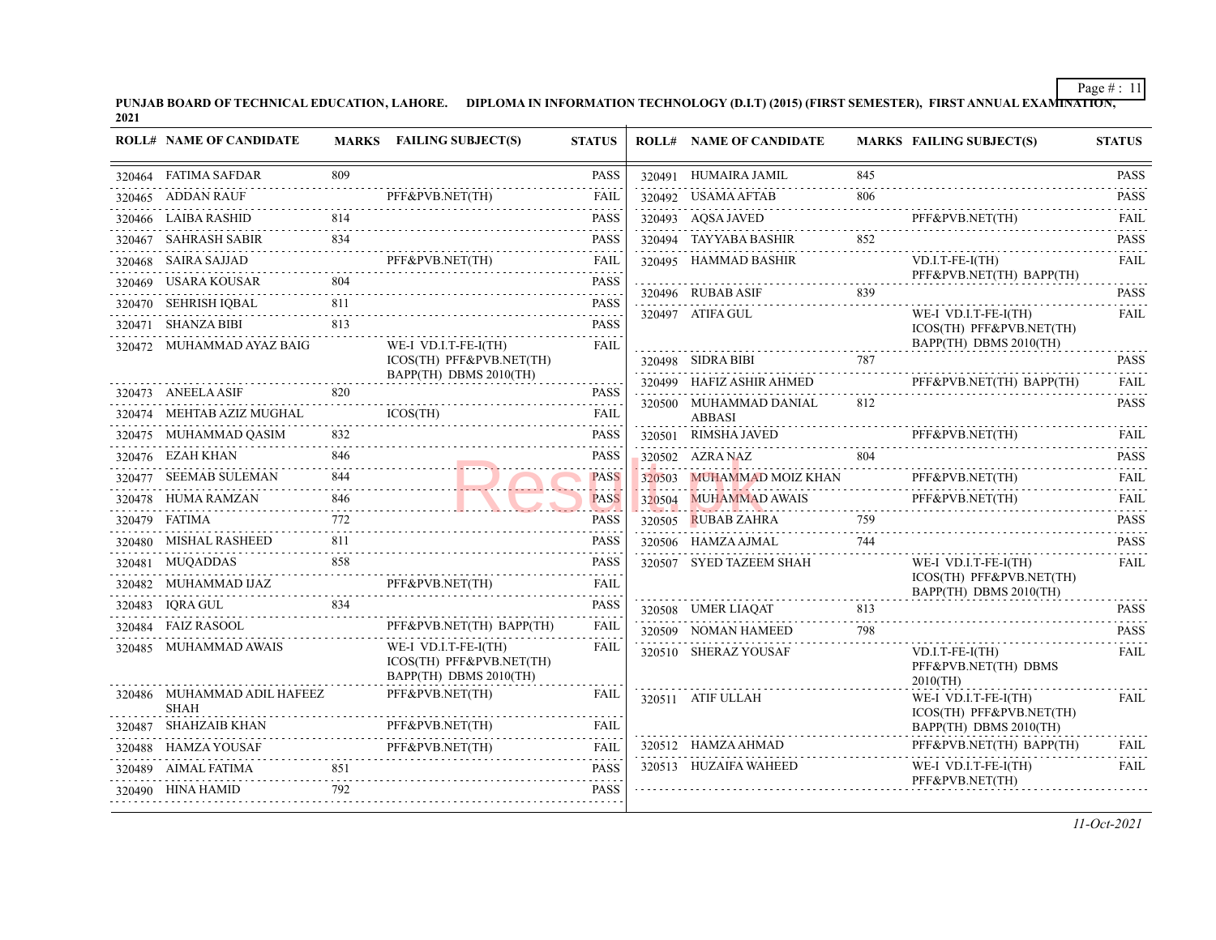PUNJAB BOARD OF TECHNICAL EDUCATION, LAHORE. DIPLOMA IN INFORMATION TECHNOLOGY (D.I.T) (2015) (FIRST SEMESTER), FIRST ANNUAL EXAMINATION, 2021

| ROLL# | NAME OF CANDIDATE | MARKS | FAILING SUBJECT(S) | STATUS |
|---|---|---|---|---|
| 320464 | FATIMA SAFDAR | 809 | | PASS |
| 320465 | ADDAN RAUF | | PFF&PVB.NET(TH) | FAIL |
| 320466 | LAIBA RASHID | 814 | | PASS |
| 320467 | SAHRASH SABIR | 834 | | PASS |
| 320468 | SAIRA SAJJAD | | PFF&PVB.NET(TH) | FAIL |
| 320469 | USARA KOUSAR | 804 | | PASS |
| 320470 | SEHRISH IQBAL | 811 | | PASS |
| 320471 | SHANZA BIBI | 813 | | PASS |
| 320472 | MUHAMMAD AYAZ BAIG | | WE-I VD.I.T-FE-I(TH) ICOS(TH) PFF&PVB.NET(TH) BAPP(TH) DBMS 2010(TH) | FAIL |
| 320473 | ANEELA ASIF | 820 | | PASS |
| 320474 | MEHTAB AZIZ MUGHAL | | ICOS(TH) | FAIL |
| 320475 | MUHAMMAD QASIM | 832 | | PASS |
| 320476 | EZAH KHAN | 846 | | PASS |
| 320477 | SEEMAB SULEMAN | 844 | | PASS |
| 320478 | HUMA RAMZAN | 846 | | PASS |
| 320479 | FATIMA | 772 | | PASS |
| 320480 | MISHAL RASHEED | 811 | | PASS |
| 320481 | MUQADDAS | 858 | | PASS |
| 320482 | MUHAMMAD IJAZ | | PFF&PVB.NET(TH) | FAIL |
| 320483 | IQRA GUL | 834 | | PASS |
| 320484 | FAIZ RASOOL | | PFF&PVB.NET(TH) BAPP(TH) | FAIL |
| 320485 | MUHAMMAD AWAIS | | WE-I VD.I.T-FE-I(TH) ICOS(TH) PFF&PVB.NET(TH) BAPP(TH) DBMS 2010(TH) | FAIL |
| 320486 | MUHAMMAD ADIL HAFEEZ SHAH | | PFF&PVB.NET(TH) | FAIL |
| 320487 | SHAHZAIB KHAN | | PFF&PVB.NET(TH) | FAIL |
| 320488 | HAMZA YOUSAF | | PFF&PVB.NET(TH) | FAIL |
| 320489 | AIMAL FATIMA | 851 | | PASS |
| 320490 | HINA HAMID | 792 | | PASS |
| 320491 | HUMAIRA JAMIL | 845 | | PASS |
| 320492 | USAMA AFTAB | 806 | | PASS |
| 320493 | AQSA JAVED | | PFF&PVB.NET(TH) | FAIL |
| 320494 | TAYYABA BASHIR | 852 | | PASS |
| 320495 | HAMMAD BASHIR | | VD.I.T-FE-I(TH) PFF&PVB.NET(TH) BAPP(TH) | FAIL |
| 320496 | RUBAB ASIF | 839 | | PASS |
| 320497 | ATIFA GUL | | WE-I VD.I.T-FE-I(TH) ICOS(TH) PFF&PVB.NET(TH) BAPP(TH) DBMS 2010(TH) | FAIL |
| 320498 | SIDRA BIBI | 787 | | PASS |
| 320499 | HAFIZ ASHIR AHMED | | PFF&PVB.NET(TH) BAPP(TH) | FAIL |
| 320500 | MUHAMMAD DANIAL ABBASI | 812 | | PASS |
| 320501 | RIMSHA JAVED | | PFF&PVB.NET(TH) | FAIL |
| 320502 | AZRA NAZ | 804 | | PASS |
| 320503 | MUHAMMAD MOIZ KHAN | | PFF&PVB.NET(TH) | FAIL |
| 320504 | MUHAMMAD AWAIS | | PFF&PVB.NET(TH) | FAIL |
| 320505 | RUBAB ZAHRA | 759 | | PASS |
| 320506 | HAMZA AJMAL | 744 | | PASS |
| 320507 | SYED TAZEEM SHAH | | WE-I VD.I.T-FE-I(TH) ICOS(TH) PFF&PVB.NET(TH) BAPP(TH) DBMS 2010(TH) | FAIL |
| 320508 | UMER LIAQAT | 813 | | PASS |
| 320509 | NOMAN HAMEED | 798 | | PASS |
| 320510 | SHERAZ YOUSAF | | VD.I.T-FE-I(TH) PFF&PVB.NET(TH) DBMS 2010(TH) | FAIL |
| 320511 | ATIF ULLAH | | WE-I VD.I.T-FE-I(TH) ICOS(TH) PFF&PVB.NET(TH) BAPP(TH) DBMS 2010(TH) | FAIL |
| 320512 | HAMZA AHMAD | | PFF&PVB.NET(TH) BAPP(TH) | FAIL |
| 320513 | HUZAIFA WAHEED | | WE-I VD.I.T-FE-I(TH) PFF&PVB.NET(TH) | FAIL |

*11-Oct-2021*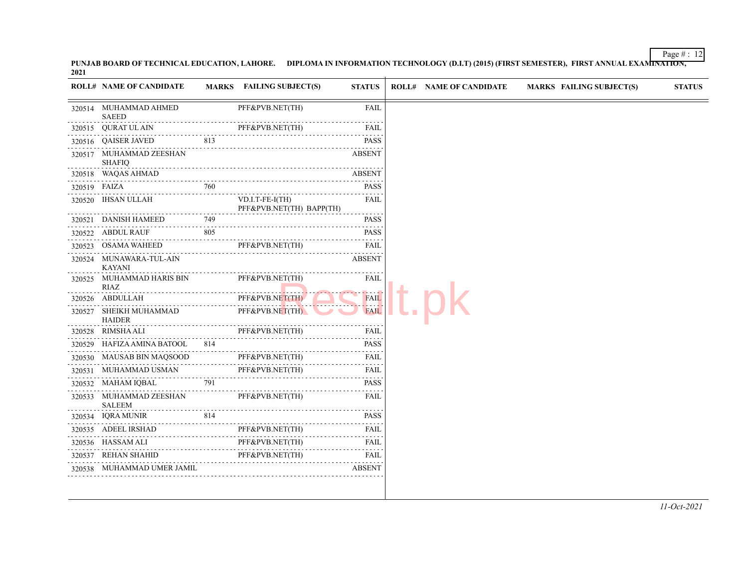PUNJAB BOARD OF TECHNICAL EDUCATION, LAHORE. DIPLOMA IN INFORMATION TECHNOLOGY (D.I.T) (2015) (FIRST SEMESTER), FIRST ANNUAL EXAMINATION, 2021

| ROLL# | NAME OF CANDIDATE | MARKS | FAILING SUBJECT(S) | STATUS |
|---|---|---|---|---|
| 320514 | MUHAMMAD AHMED SAEED | | PFF&PVB.NET(TH) | FAIL |
| 320515 | QURAT UL AIN | | PFF&PVB.NET(TH) | FAIL |
| 320516 | QAISER JAVED | 813 | | PASS |
| 320517 | MUHAMMAD ZEESHAN SHAFIQ | | | ABSENT |
| 320518 | WAQAS AHMAD | | | ABSENT |
| 320519 | FAIZA | 760 | | PASS |
| 320520 | IHSAN ULLAH | | VD.I.T-FE-I(TH) PFF&PVB.NET(TH) BAPP(TH) | FAIL |
| 320521 | DANISH HAMEED | 749 | | PASS |
| 320522 | ABDUL RAUF | 805 | | PASS |
| 320523 | OSAMA WAHEED | | PFF&PVB.NET(TH) | FAIL |
| 320524 | MUNAWARA-TUL-AIN KAYANI | | | ABSENT |
| 320525 | MUHAMMAD HARIS BIN RIAZ | | PFF&PVB.NET(TH) | FAIL |
| 320526 | ABDULLAH | | PFF&PVB.NET(TH) | FAIL |
| 320527 | SHEIKH MUHAMMAD HAIDER | | PFF&PVB.NET(TH) | FAIL |
| 320528 | RIMSHA ALI | | PFF&PVB.NET(TH) | FAIL |
| 320529 | HAFIZA AMINA BATOOL | 814 | | PASS |
| 320530 | MAUSAB BIN MAQSOOD | | PFF&PVB.NET(TH) | FAIL |
| 320531 | MUHAMMAD USMAN | | PFF&PVB.NET(TH) | FAIL |
| 320532 | MAHAM IQBAL | 791 | | PASS |
| 320533 | MUHAMMAD ZEESHAN SALEEM | | PFF&PVB.NET(TH) | FAIL |
| 320534 | IQRA MUNIR | 814 | | PASS |
| 320535 | ADEEL IRSHAD | | PFF&PVB.NET(TH) | FAIL |
| 320536 | HASSAM ALI | | PFF&PVB.NET(TH) | FAIL |
| 320537 | REHAN SHAHID | | PFF&PVB.NET(TH) | FAIL |
| 320538 | MUHAMMAD UMER JAMIL | | | ABSENT |

*11-Oct-2021*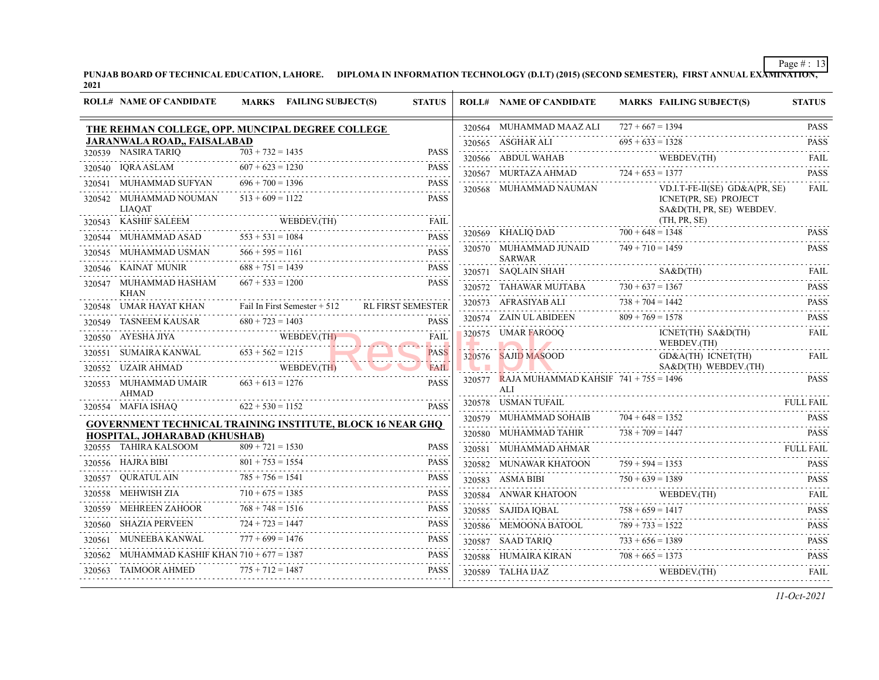**PUNJAB BOARD OF TECHNICAL EDUCATION, LAHORE. DIPLOMA IN INFORMATION TECHNOLOGY (D.I.T) (2015) (SECOND SEMESTER), FIRST ANNUAL EXAMINATION, 2021**

| ROLL# | NAME OF CANDIDATE | MARKS | FAILING SUBJECT(S) | STATUS |
|---|---|---|---|---|
| **THE REHMAN COLLEGE, OPP. MUNCIPAL DEGREE COLLEGE JARANWALA ROAD,, FAISALABAD** | | | | |
| 320539 | NASIRA TARIQ | 703 + 732 = 1435 | | PASS |
| 320540 | IQRA ASLAM | 607 + 623 = 1230 | | PASS |
| 320541 | MUHAMMAD SUFYAN | 696 + 700 = 1396 | | PASS |
| 320542 | MUHAMMAD NOUMAN LIAQAT | 513 + 609 = 1122 | | PASS |
| 320543 | KASHIF SALEEM | | WEBDEV.(TH) | FAIL |
| 320544 | MUHAMMAD ASAD | 553 + 531 = 1084 | | PASS |
| 320545 | MUHAMMAD USMAN | 566 + 595 = 1161 | | PASS |
| 320546 | KAINAT MUNIR | 688 + 751 = 1439 | | PASS |
| 320547 | MUHAMMAD HASHAM KHAN | 667 + 533 = 1200 | | PASS |
| 320548 | UMAR HAYAT KHAN | Fail In First Semester + 512 | | RL FIRST SEMESTER |
| 320549 | TASNEEM KAUSAR | 680 + 723 = 1403 | | PASS |
| 320550 | AYESHA JIYA | | WEBDEV.(TH) | FAIL |
| 320551 | SUMAIRA KANWAL | 653 + 562 = 1215 | | PASS |
| 320552 | UZAIR AHMAD | | WEBDEV.(TH) | FAIL |
| 320553 | MUHAMMAD UMAIR AHMAD | 663 + 613 = 1276 | | PASS |
| 320554 | MAFIA ISHAQ | 622 + 530 = 1152 | | PASS |
| **GOVERNMENT TECHNICAL TRAINING INSTITUTE, BLOCK 16 NEAR GHQ HOSPITAL, JOHARABAD (KHUSHAB)** | | | | |
| 320555 | TAHIRA KALSOOM | 809 + 721 = 1530 | | PASS |
| 320556 | HAJRA BIBI | 801 + 753 = 1554 | | PASS |
| 320557 | QURATUL AIN | 785 + 756 = 1541 | | PASS |
| 320558 | MEHWISH ZIA | 710 + 675 = 1385 | | PASS |
| 320559 | MEHREEN ZAHOOR | 768 + 748 = 1516 | | PASS |
| 320560 | SHAZIA PERVEEN | 724 + 723 = 1447 | | PASS |
| 320561 | MUNEEBA KANWAL | 777 + 699 = 1476 | | PASS |
| 320562 | MUHAMMAD KASHIF KHAN | 710 + 677 = 1387 | | PASS |
| 320563 | TAIMOOR AHMED | 775 + 712 = 1487 | | PASS |
| 320564 | MUHAMMAD MAAZ ALI | 727 + 667 = 1394 | | PASS |
| 320565 | ASGHAR ALI | 695 + 633 = 1328 | | PASS |
| 320566 | ABDUL WAHAB | | WEBDEV.(TH) | FAIL |
| 320567 | MURTAZA AHMAD | 724 + 653 = 1377 | | PASS |
| 320568 | MUHAMMAD NAUMAN | | VD.I.T-FE-II(SE) GD&A(PR, SE) ICNET(PR, SE) PROJECT SA&D(TH, PR, SE) WEBDEV.(TH, PR, SE) | FAIL |
| 320569 | KHALIQ DAD | 700 + 648 = 1348 | | PASS |
| 320570 | MUHAMMAD JUNAID SARWAR | 749 + 710 = 1459 | | PASS |
| 320571 | SAQLAIN SHAH | | SA&D(TH) | FAIL |
| 320572 | TAHAWAR MUJTABA | 730 + 637 = 1367 | | PASS |
| 320573 | AFRASIYAB ALI | 738 + 704 = 1442 | | PASS |
| 320574 | ZAIN UL ABIDEEN | 809 + 769 = 1578 | | PASS |
| 320575 | UMAR FAROOQ | | ICNET(TH) SA&D(TH) WEBDEV.(TH) | FAIL |
| 320576 | SAJID MASOOD | | GD&A(TH) ICNET(TH) SA&D(TH) WEBDEV.(TH) | FAIL |
| 320577 | RAJA MUHAMMAD KAHSIF ALI | 741 + 755 = 1496 | | PASS |
| 320578 | USMAN TUFAIL | | | FULL FAIL |
| 320579 | MUHAMMAD SOHAIB | 704 + 648 = 1352 | | PASS |
| 320580 | MUHAMMAD TAHIR | 738 + 709 = 1447 | | PASS |
| 320581 | MUHAMMAD AHMAR | | | FULL FAIL |
| 320582 | MUNAWAR KHATOON | 759 + 594 = 1353 | | PASS |
| 320583 | ASMA BIBI | 750 + 639 = 1389 | | PASS |
| 320584 | ANWAR KHATOON | | WEBDEV.(TH) | FAIL |
| 320585 | SAJIDA IQBAL | 758 + 659 = 1417 | | PASS |
| 320586 | MEMOONA BATOOL | 789 + 733 = 1522 | | PASS |
| 320587 | SAAD TARIQ | 733 + 656 = 1389 | | PASS |
| 320588 | HUMAIRA KIRAN | 708 + 665 = 1373 | | PASS |
| 320589 | TALHA IJAZ | | WEBDEV.(TH) | FAIL |

*11-Oct-2021*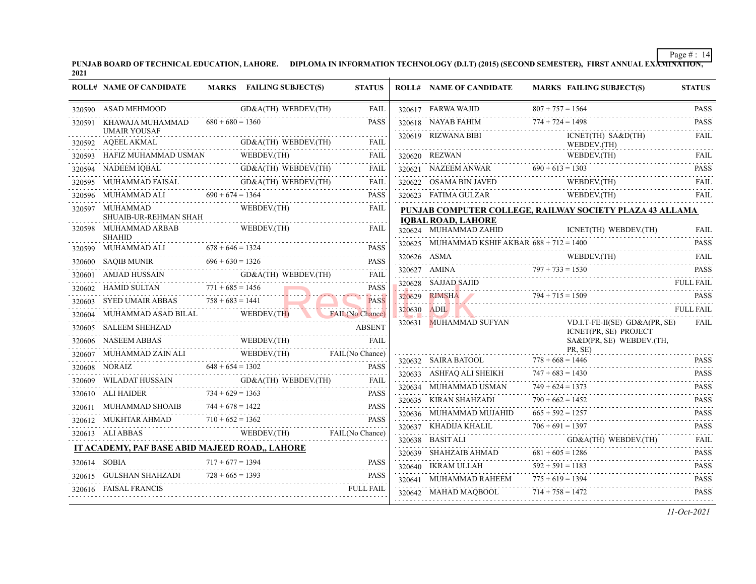**PUNJAB BOARD OF TECHNICAL EDUCATION, LAHORE. DIPLOMA IN INFORMATION TECHNOLOGY (D.I.T) (2015) (SECOND SEMESTER), FIRST ANNUAL EXAMINATION, 2021**

| ROLL# | NAME OF CANDIDATE | MARKS | FAILING SUBJECT(S) | STATUS |
|---|---|---|---|---|
| 320590 | ASAD MEHMOOD | | GD&A(TH) WEBDEV.(TH) | FAIL |
| 320591 | KHAWAJA MUHAMMAD UMAIR YOUSAF | 680 + 680 = 1360 | | PASS |
| 320592 | AQEEL AKMAL | | GD&A(TH) WEBDEV.(TH) | FAIL |
| 320593 | HAFIZ MUHAMMAD USMAN | | WEBDEV.(TH) | FAIL |
| 320594 | NADEEM IQBAL | | GD&A(TH) WEBDEV.(TH) | FAIL |
| 320595 | MUHAMMAD FAISAL | | GD&A(TH) WEBDEV.(TH) | FAIL |
| 320596 | MUHAMMAD ALI | 690 + 674 = 1364 | | PASS |
| 320597 | MUHAMMAD SHUAIB-UR-REHMAN SHAH | | WEBDEV.(TH) | FAIL |
| 320598 | MUHAMMAD ARBAB SHAHID | | WEBDEV.(TH) | FAIL |
| 320599 | MUHAMMAD ALI | 678 + 646 = 1324 | | PASS |
| 320600 | SAQIB MUNIR | 696 + 630 = 1326 | | PASS |
| 320601 | AMJAD HUSSAIN | | GD&A(TH) WEBDEV.(TH) | FAIL |
| 320602 | HAMID SULTAN | 771 + 685 = 1456 | | PASS |
| 320603 | SYED UMAIR ABBAS | 758 + 683 = 1441 | | PASS |
| 320604 | MUHAMMAD ASAD BILAL | | WEBDEV.(TH) | FAIL(No Chance) |
| 320605 | SALEEM SHEHZAD | | | ABSENT |
| 320606 | NASEEM ABBAS | | WEBDEV.(TH) | FAIL |
| 320607 | MUHAMMAD ZAIN ALI | | WEBDEV.(TH) | FAIL(No Chance) |
| 320608 | NORAIZ | 648 + 654 = 1302 | | PASS |
| 320609 | WILADAT HUSSAIN | | GD&A(TH) WEBDEV.(TH) | FAIL |
| 320610 | ALI HAIDER | 734 + 629 = 1363 | | PASS |
| 320611 | MUHAMMAD SHOAIB | 744 + 678 = 1422 | | PASS |
| 320612 | MUKHTAR AHMAD | 710 + 652 = 1362 | | PASS |
| 320613 | ALI ABBAS | | WEBDEV.(TH) | FAIL(No Chance) |

**IT ACADEMY, PAF BASE ABID MAJEED ROAD,, LAHORE**

| ROLL# | NAME OF CANDIDATE | MARKS | FAILING SUBJECT(S) | STATUS |
|---|---|---|---|---|
| 320614 | SOBIA | 717 + 677 = 1394 | | PASS |
| 320615 | GULSHAN SHAHZADI | 728 + 665 = 1393 | | PASS |
| 320616 | FAISAL FRANCIS | | | FULL FAIL |
| 320617 | FARWA WAJID | 807 + 757 = 1564 | | PASS |
| 320618 | NAYAB FAHIM | 774 + 724 = 1498 | | PASS |
| 320619 | RIZWANA BIBI | | ICNET(TH) SA&D(TH) WEBDEV.(TH) | FAIL |
| 320620 | REZWAN | | WEBDEV.(TH) | FAIL |
| 320621 | NAZEEM ANWAR | 690 + 613 = 1303 | | PASS |
| 320622 | OSAMA BIN JAVED | | WEBDEV.(TH) | FAIL |
| 320623 | FATIMA GULZAR | | WEBDEV.(TH) | FAIL |

**PUNJAB COMPUTER COLLEGE, RAILWAY SOCIETY PLAZA 43 ALLAMA IQBAL ROAD, LAHORE**

| ROLL# | NAME OF CANDIDATE | MARKS | FAILING SUBJECT(S) | STATUS |
|---|---|---|---|---|
| 320624 | MUHAMMAD ZAHID | | ICNET(TH) WEBDEV.(TH) | FAIL |
| 320625 | MUHAMMAD KSHIF AKBAR | 688 + 712 = 1400 | | PASS |
| 320626 | ASMA | | WEBDEV.(TH) | FAIL |
| 320627 | AMINA | 797 + 733 = 1530 | | PASS |
| 320628 | SAJJAD SAJID | | | FULL FAIL |
| 320629 | RIMSHA | 794 + 715 = 1509 | | PASS |
| 320630 | ADIL | | | FULL FAIL |
| 320631 | MUHAMMAD SUFYAN | | VD.I.T-FE-II(SE) GD&A(PR, SE) ICNET(PR, SE) PROJECT SA&D(PR, SE) WEBDEV.(TH, PR, SE) | FAIL |
| 320632 | SAIRA BATOOL | 778 + 668 = 1446 | | PASS |
| 320633 | ASHFAQ ALI SHEIKH | 747 + 683 = 1430 | | PASS |
| 320634 | MUHAMMAD USMAN | 749 + 624 = 1373 | | PASS |
| 320635 | KIRAN SHAHZADI | 790 + 662 = 1452 | | PASS |
| 320636 | MUHAMMAD MUJAHID | 665 + 592 = 1257 | | PASS |
| 320637 | KHADIJA KHALIL | 706 + 691 = 1397 | | PASS |
| 320638 | BASIT ALI | | GD&A(TH) WEBDEV.(TH) | FAIL |
| 320639 | SHAHZAIB AHMAD | 681 + 605 = 1286 | | PASS |
| 320640 | IKRAM ULLAH | 592 + 591 = 1183 | | PASS |
| 320641 | MUHAMMAD RAHEEM | 775 + 619 = 1394 | | PASS |
| 320642 | MAHAD MAQBOOL | 714 + 758 = 1472 | | PASS |

*11-Oct-2021*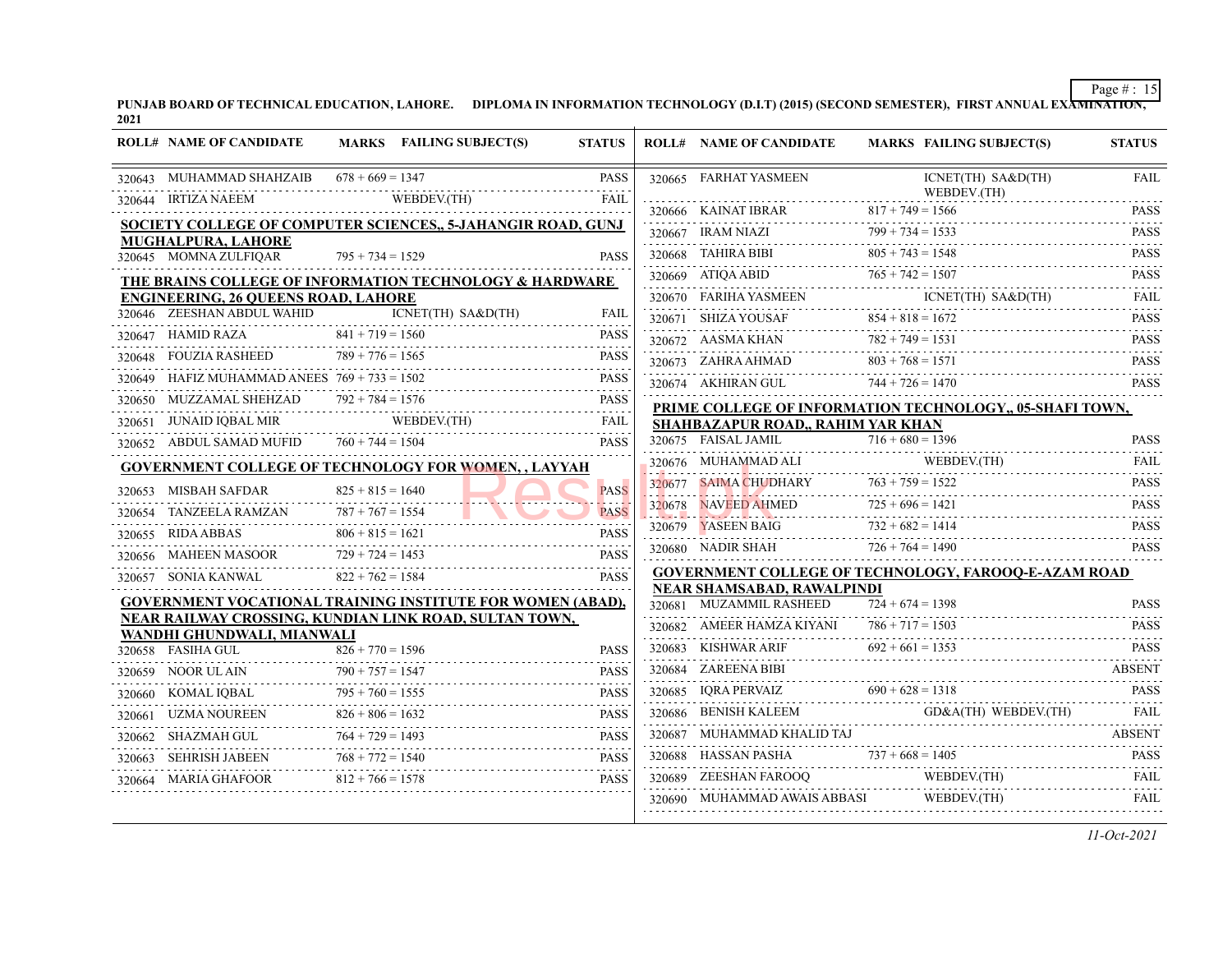PUNJAB BOARD OF TECHNICAL EDUCATION, LAHORE. DIPLOMA IN INFORMATION TECHNOLOGY (D.I.T) (2015) (SECOND SEMESTER), FIRST ANNUAL EXAMINATION, 2021

| ROLL# | NAME OF CANDIDATE | MARKS | FAILING SUBJECT(S) | STATUS |
|---|---|---|---|---|
| 320643 | MUHAMMAD SHAHZAIB | 678 + 669 = 1347 | | PASS |
| 320644 | IRTIZA NAEEM | | WEBDEV.(TH) | FAIL |

**SOCIETY COLLEGE OF COMPUTER SCIENCES,, 5-JAHANGIR ROAD, GUNJ MUGHALPURA, LAHORE**

| ROLL# | NAME OF CANDIDATE | MARKS | FAILING SUBJECT(S) | STATUS |
|---|---|---|---|---|
| 320645 | MOMNA ZULFIQAR | 795 + 734 = 1529 | | PASS |

**THE BRAINS COLLEGE OF INFORMATION TECHNOLOGY & HARDWARE ENGINEERING, 26 QUEENS ROAD, LAHORE**

| ROLL# | NAME OF CANDIDATE | MARKS | FAILING SUBJECT(S) | STATUS |
|---|---|---|---|---|
| 320646 | ZEESHAN ABDUL WAHID | | ICNET(TH) SA&D(TH) | FAIL |
| 320647 | HAMID RAZA | 841 + 719 = 1560 | | PASS |
| 320648 | FOUZIA RASHEED | 789 + 776 = 1565 | | PASS |
| 320649 | HAFIZ MUHAMMAD ANEES | 769 + 733 = 1502 | | PASS |
| 320650 | MUZZAMAL SHEHZAD | 792 + 784 = 1576 | | PASS |
| 320651 | JUNAID IQBAL MIR | | WEBDEV.(TH) | FAIL |
| 320652 | ABDUL SAMAD MUFID | 760 + 744 = 1504 | | PASS |

**GOVERNMENT COLLEGE OF TECHNOLOGY FOR WOMEN, , LAYYAH**

| ROLL# | NAME OF CANDIDATE | MARKS | FAILING SUBJECT(S) | STATUS |
|---|---|---|---|---|
| 320653 | MISBAH SAFDAR | 825 + 815 = 1640 | | PASS |
| 320654 | TANZEELA RAMZAN | 787 + 767 = 1554 | | PASS |
| 320655 | RIDA ABBAS | 806 + 815 = 1621 | | PASS |
| 320656 | MAHEEN MASOOR | 729 + 724 = 1453 | | PASS |
| 320657 | SONIA KANWAL | 822 + 762 = 1584 | | PASS |

**GOVERNMENT VOCATIONAL TRAINING INSTITUTE FOR WOMEN (ABAD), NEAR RAILWAY CROSSING, KUNDIAN LINK ROAD, SULTAN TOWN, WANDHI GHUNDWALI, MIANWALI**

| ROLL# | NAME OF CANDIDATE | MARKS | FAILING SUBJECT(S) | STATUS |
|---|---|---|---|---|
| 320658 | FASIHA GUL | 826 + 770 = 1596 | | PASS |
| 320659 | NOOR UL AIN | 790 + 757 = 1547 | | PASS |
| 320660 | KOMAL IQBAL | 795 + 760 = 1555 | | PASS |
| 320661 | UZMA NOUREEN | 826 + 806 = 1632 | | PASS |
| 320662 | SHAZMAH GUL | 764 + 729 = 1493 | | PASS |
| 320663 | SEHRISH JABEEN | 768 + 772 = 1540 | | PASS |
| 320664 | MARIA GHAFOOR | 812 + 766 = 1578 | | PASS |
| 320665 | FARHAT YASMEEN | | ICNET(TH) SA&D(TH) WEBDEV.(TH) | FAIL |
| 320666 | KAINAT IBRAR | 817 + 749 = 1566 | | PASS |
| 320667 | IRAM NIAZI | 799 + 734 = 1533 | | PASS |
| 320668 | TAHIRA BIBI | 805 + 743 = 1548 | | PASS |
| 320669 | ATIQA ABID | 765 + 742 = 1507 | | PASS |
| 320670 | FARIHA YASMEEN | | ICNET(TH) SA&D(TH) | FAIL |
| 320671 | SHIZA YOUSAF | 854 + 818 = 1672 | | PASS |
| 320672 | AASMA KHAN | 782 + 749 = 1531 | | PASS |
| 320673 | ZAHRA AHMAD | 803 + 768 = 1571 | | PASS |
| 320674 | AKHIRAN GUL | 744 + 726 = 1470 | | PASS |

**PRIME COLLEGE OF INFORMATION TECHNOLOGY,, 05-SHAFI TOWN, SHAHBAZAPUR ROAD,, RAHIM YAR KHAN**

| ROLL# | NAME OF CANDIDATE | MARKS | FAILING SUBJECT(S) | STATUS |
|---|---|---|---|---|
| 320675 | FAISAL JAMIL | 716 + 680 = 1396 | | PASS |
| 320676 | MUHAMMAD ALI | | WEBDEV.(TH) | FAIL |
| 320677 | SAIMA CHUDHARY | 763 + 759 = 1522 | | PASS |
| 320678 | NAVEED AHMED | 725 + 696 = 1421 | | PASS |
| 320679 | YASEEN BAIG | 732 + 682 = 1414 | | PASS |
| 320680 | NADIR SHAH | 726 + 764 = 1490 | | PASS |

**GOVERNMENT COLLEGE OF TECHNOLOGY, FAROOQ-E-AZAM ROAD NEAR SHAMSABAD, RAWALPINDI**

| ROLL# | NAME OF CANDIDATE | MARKS | FAILING SUBJECT(S) | STATUS |
|---|---|---|---|---|
| 320681 | MUZAMMIL RASHEED | 724 + 674 = 1398 | | PASS |
| 320682 | AMEER HAMZA KIYANI | 786 + 717 = 1503 | | PASS |
| 320683 | KISHWAR ARIF | 692 + 661 = 1353 | | PASS |
| 320684 | ZAREENA BIBI | | | ABSENT |
| 320685 | IQRA PERVAIZ | 690 + 628 = 1318 | | PASS |
| 320686 | BENISH KALEEM | | GD&A(TH) WEBDEV.(TH) | FAIL |
| 320687 | MUHAMMAD KHALID TAJ | | | ABSENT |
| 320688 | HASSAN PASHA | 737 + 668 = 1405 | | PASS |
| 320689 | ZEESHAN FAROOQ | | WEBDEV.(TH) | FAIL |
| 320690 | MUHAMMAD AWAIS ABBASI | | WEBDEV.(TH) | FAIL |

*11-Oct-2021*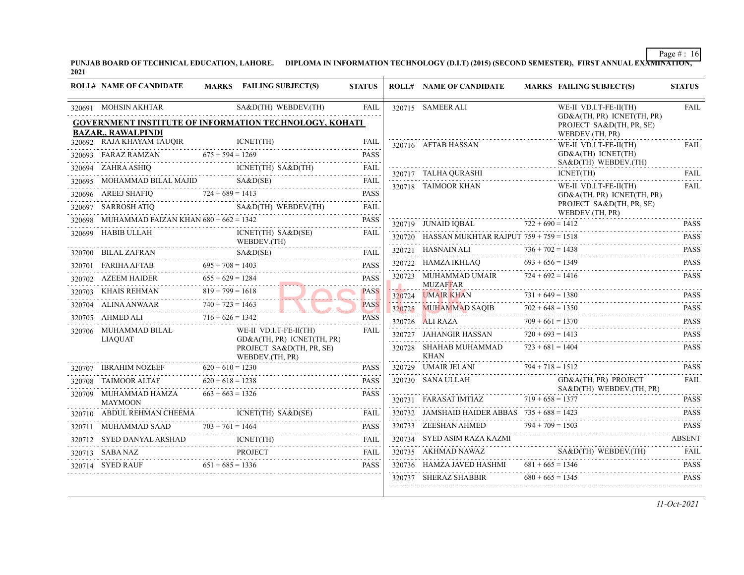PUNJAB BOARD OF TECHNICAL EDUCATION, LAHORE. DIPLOMA IN INFORMATION TECHNOLOGY (D.I.T) (2015) (SECOND SEMESTER), FIRST ANNUAL EXAMINATION, 2021

| ROLL# | NAME OF CANDIDATE | MARKS | FAILING SUBJECT(S) | STATUS |
|---|---|---|---|---|
| 320691 | MOHSIN AKHTAR | | SA&D(TH) WEBDEV.(TH) | FAIL |

**GOVERNMENT INSTITUTE OF INFORMATION TECHNOLOGY, KOHATI BAZAR,, RAWALPINDI**

| ROLL# | NAME OF CANDIDATE | MARKS | FAILING SUBJECT(S) | STATUS |
|---|---|---|---|---|
| 320692 | RAJA KHAYAM TAUQIR | | ICNET(TH) | FAIL |
| 320693 | FARAZ RAMZAN | 675 + 594 = 1269 | | PASS |
| 320694 | ZAHRA ASHIQ | | ICNET(TH) SA&D(TH) | FAIL |
| 320695 | MOHAMMAD BILAL MAJID | | SA&D(SE) | FAIL |
| 320696 | AREEJ SHAFIQ | 724 + 689 = 1413 | | PASS |
| 320697 | SARROSH ATIQ | | SA&D(TH) WEBDEV.(TH) | FAIL |
| 320698 | MUHAMMAD FAIZAN KHAN | 680 + 662 = 1342 | | PASS |
| 320699 | HABIB ULLAH | | ICNET(TH) SA&D(SE) WEBDEV.(TH) | FAIL |
| 320700 | BILAL ZAFRAN | | SA&D(SE) | FAIL |
| 320701 | FARIHA AFTAB | 695 + 708 = 1403 | | PASS |
| 320702 | AZEEM HAIDER | 655 + 629 = 1284 | | PASS |
| 320703 | KHAIS REHMAN | 819 + 799 = 1618 | | PASS |
| 320704 | ALINA ANWAAR | 740 + 723 = 1463 | | PASS |
| 320705 | AHMED ALI | 716 + 626 = 1342 | | PASS |
| 320706 | MUHAMMAD BILAL LIAQUAT | | WE-II VD.I.T-FE-II(TH) GD&A(TH, PR) ICNET(TH, PR) PROJECT SA&D(TH, PR, SE) WEBDEV.(TH, PR) | FAIL |
| 320707 | IBRAHIM NOZEEF | 620 + 610 = 1230 | | PASS |
| 320708 | TAIMOOR ALTAF | 620 + 618 = 1238 | | PASS |
| 320709 | MUHAMMAD HAMZA MAYMOON | 663 + 663 = 1326 | | PASS |
| 320710 | ABDUL REHMAN CHEEMA | | ICNET(TH) SA&D(SE) | FAIL |
| 320711 | MUHAMMAD SAAD | 703 + 761 = 1464 | | PASS |
| 320712 | SYED DANYAL ARSHAD | | ICNET(TH) | FAIL |
| 320713 | SABA NAZ | | PROJECT | FAIL |
| 320714 | SYED RAUF | 651 + 685 = 1336 | | PASS |
| 320715 | SAMEER ALI | | WE-II VD.I.T-FE-II(TH) GD&A(TH, PR) ICNET(TH, PR) PROJECT SA&D(TH, PR, SE) WEBDEV.(TH, PR) | FAIL |
| 320716 | AFTAB HASSAN | | WE-II VD.I.T-FE-II(TH) GD&A(TH) ICNET(TH) SA&D(TH) WEBDEV.(TH) | FAIL |
| 320717 | TALHA QURASHI | | ICNET(TH) | FAIL |
| 320718 | TAIMOOR KHAN | | WE-II VD.I.T-FE-II(TH) GD&A(TH, PR) ICNET(TH, PR) PROJECT SA&D(TH, PR, SE) WEBDEV.(TH, PR) | FAIL |
| 320719 | JUNAID IQBAL | 722 + 690 = 1412 | | PASS |
| 320720 | HASSAN MUKHTAR RAJPUT | 759 + 759 = 1518 | | PASS |
| 320721 | HASNAIN ALI | 736 + 702 = 1438 | | PASS |
| 320722 | HAMZA IKHLAQ | 693 + 656 = 1349 | | PASS |
| 320723 | MUHAMMAD UMAIR MUZAFFAR | 724 + 692 = 1416 | | PASS |
| 320724 | UMAIR KHAN | 731 + 649 = 1380 | | PASS |
| 320725 | MUHAMMAD SAQIB | 702 + 648 = 1350 | | PASS |
| 320726 | ALI RAZA | 709 + 661 = 1370 | | PASS |
| 320727 | JAHANGIR HASSAN | 720 + 693 = 1413 | | PASS |
| 320728 | SHAHAB MUHAMMAD KHAN | 723 + 681 = 1404 | | PASS |
| 320729 | UMAIR JELANI | 794 + 718 = 1512 | | PASS |
| 320730 | SANA ULLAH | | GD&A(TH, PR) PROJECT SA&D(TH) WEBDEV.(TH, PR) | FAIL |
| 320731 | FARASAT IMTIAZ | 719 + 658 = 1377 | | PASS |
| 320732 | JAMSHAID HAIDER ABBAS | 735 + 688 = 1423 | | PASS |
| 320733 | ZEESHAN AHMED | 794 + 709 = 1503 | | PASS |
| 320734 | SYED ASIM RAZA KAZMI | | | ABSENT |
| 320735 | AKHMAD NAWAZ | | SA&D(TH) WEBDEV.(TH) | FAIL |
| 320736 | HAMZA JAVED HASHMI | 681 + 665 = 1346 | | PASS |
| 320737 | SHERAZ SHABBIR | 680 + 665 = 1345 | | PASS |

*11-Oct-2021*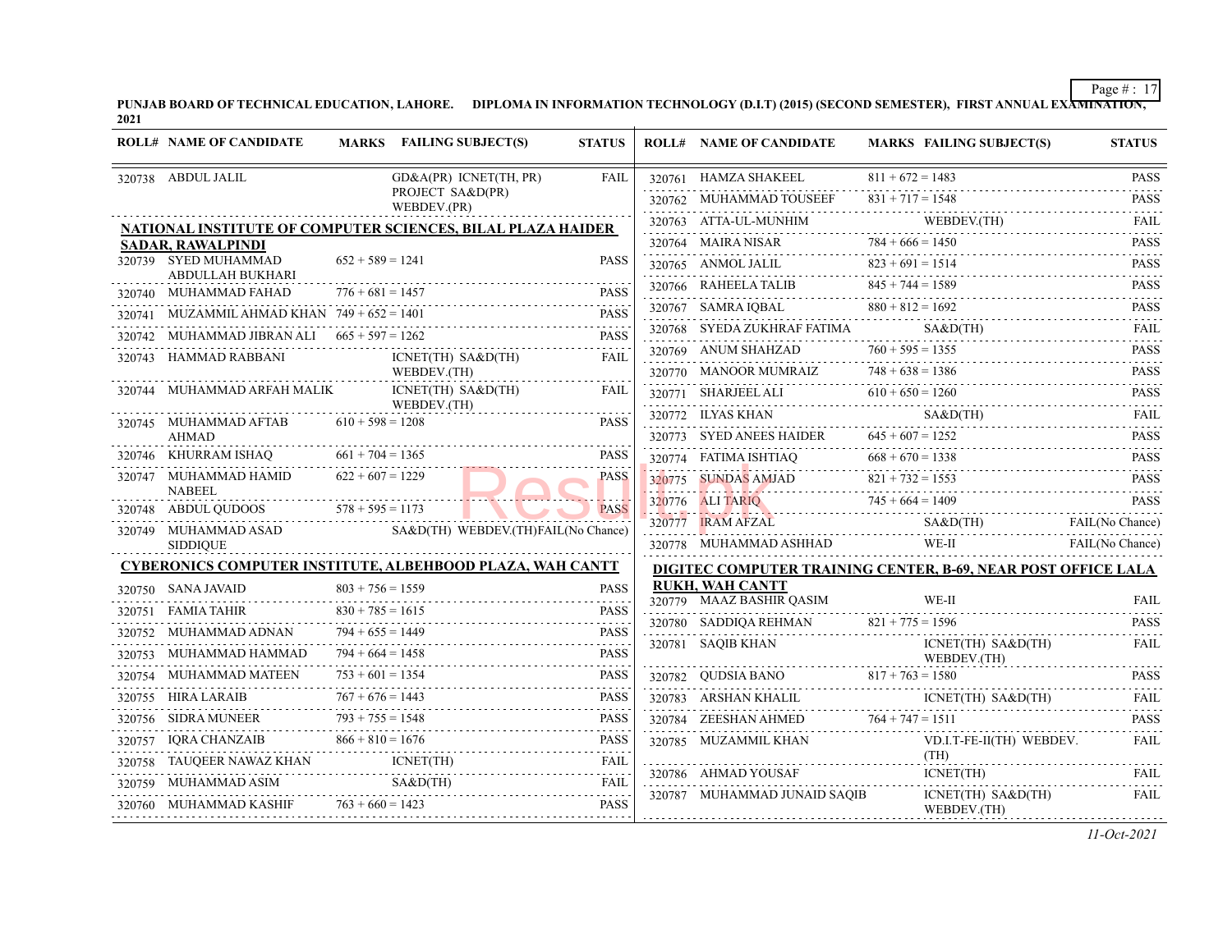PUNJAB BOARD OF TECHNICAL EDUCATION, LAHORE. DIPLOMA IN INFORMATION TECHNOLOGY (D.I.T) (2015) (SECOND SEMESTER), FIRST ANNUAL EXAMINATION, 2021

| ROLL# | NAME OF CANDIDATE | MARKS | FAILING SUBJECT(S) | STATUS |
|---|---|---|---|---|
| 320738 | ABDUL JALIL | | GD&A(PR) ICNET(TH, PR) PROJECT SA&D(PR) WEBDEV.(PR) | FAIL |

**NATIONAL INSTITUTE OF COMPUTER SCIENCES, BILAL PLAZA HAIDER SADAR, RAWALPINDI**

| ROLL# | NAME OF CANDIDATE | MARKS | FAILING SUBJECT(S) | STATUS |
|---|---|---|---|---|
| 320739 | SYED MUHAMMAD ABDULLAH BUKHARI | 652 + 589 = 1241 | | PASS |
| 320740 | MUHAMMAD FAHAD | 776 + 681 = 1457 | | PASS |
| 320741 | MUZAMMIL AHMAD KHAN | 749 + 652 = 1401 | | PASS |
| 320742 | MUHAMMAD JIBRAN ALI | 665 + 597 = 1262 | | PASS |
| 320743 | HAMMAD RABBANI | | ICNET(TH) SA&D(TH) WEBDEV.(TH) | FAIL |
| 320744 | MUHAMMAD ARFAH MALIK | | ICNET(TH) SA&D(TH) WEBDEV.(TH) | FAIL |
| 320745 | MUHAMMAD AFTAB AHMAD | 610 + 598 = 1208 | | PASS |
| 320746 | KHURRAM ISHAQ | 661 + 704 = 1365 | | PASS |
| 320747 | MUHAMMAD HAMID NABEEL | 622 + 607 = 1229 | | PASS |
| 320748 | ABDUL QUDOOS | 578 + 595 = 1173 | | PASS |
| 320749 | MUHAMMAD ASAD SIDDIQUE | | SA&D(TH) WEBDEV.(TH) | FAIL(No Chance) |

**CYBERONICS COMPUTER INSTITUTE, ALBEHBOOD PLAZA, WAH CANTT**

| ROLL# | NAME OF CANDIDATE | MARKS | FAILING SUBJECT(S) | STATUS |
|---|---|---|---|---|
| 320750 | SANA JAVAID | 803 + 756 = 1559 | | PASS |
| 320751 | FAMIA TAHIR | 830 + 785 = 1615 | | PASS |
| 320752 | MUHAMMAD ADNAN | 794 + 655 = 1449 | | PASS |
| 320753 | MUHAMMAD HAMMAD | 794 + 664 = 1458 | | PASS |
| 320754 | MUHAMMAD MATEEN | 753 + 601 = 1354 | | PASS |
| 320755 | HIRA LARAIB | 767 + 676 = 1443 | | PASS |
| 320756 | SIDRA MUNEER | 793 + 755 = 1548 | | PASS |
| 320757 | IQRA CHANZAIB | 866 + 810 = 1676 | | PASS |
| 320758 | TAUQEER NAWAZ KHAN | | ICNET(TH) | FAIL |
| 320759 | MUHAMMAD ASIM | | SA&D(TH) | FAIL |
| 320760 | MUHAMMAD KASHIF | 763 + 660 = 1423 | | PASS |
| 320761 | HAMZA SHAKEEL | 811 + 672 = 1483 | | PASS |
| 320762 | MUHAMMAD TOUSEEF | 831 + 717 = 1548 | | PASS |
| 320763 | ATTA-UL-MUNHIM | | WEBDEV.(TH) | FAIL |
| 320764 | MAIRA NISAR | 784 + 666 = 1450 | | PASS |
| 320765 | ANMOL JALIL | 823 + 691 = 1514 | | PASS |
| 320766 | RAHEELA TALIB | 845 + 744 = 1589 | | PASS |
| 320767 | SAMRA IQBAL | 880 + 812 = 1692 | | PASS |
| 320768 | SYEDA ZUKHRAF FATIMA | | SA&D(TH) | FAIL |
| 320769 | ANUM SHAHZAD | 760 + 595 = 1355 | | PASS |
| 320770 | MANOOR MUMRAIZ | 748 + 638 = 1386 | | PASS |
| 320771 | SHARJEEL ALI | 610 + 650 = 1260 | | PASS |
| 320772 | ILYAS KHAN | | SA&D(TH) | FAIL |
| 320773 | SYED ANEES HAIDER | 645 + 607 = 1252 | | PASS |
| 320774 | FATIMA ISHTIAQ | 668 + 670 = 1338 | | PASS |
| 320775 | SUNDAS AMJAD | 821 + 732 = 1553 | | PASS |
| 320776 | ALI TARIQ | 745 + 664 = 1409 | | PASS |
| 320777 | IRAM AFZAL | | SA&D(TH) | FAIL(No Chance) |
| 320778 | MUHAMMAD ASHHAD | | WE-II | FAIL(No Chance) |

**DIGITEC COMPUTER TRAINING CENTER, B-69, NEAR POST OFFICE LALA RUKH, WAH CANTT**

| ROLL# | NAME OF CANDIDATE | MARKS | FAILING SUBJECT(S) | STATUS |
|---|---|---|---|---|
| 320779 | MAAZ BASHIR QASIM | | WE-II | FAIL |
| 320780 | SADDIQA REHMAN | 821 + 775 = 1596 | | PASS |
| 320781 | SAQIB KHAN | | ICNET(TH) SA&D(TH) WEBDEV.(TH) | FAIL |
| 320782 | QUDSIA BANO | 817 + 763 = 1580 | | PASS |
| 320783 | ARSHAN KHALIL | | ICNET(TH) SA&D(TH) | FAIL |
| 320784 | ZEESHAN AHMED | 764 + 747 = 1511 | | PASS |
| 320785 | MUZAMMIL KHAN | | VD.I.T-FE-II(TH) WEBDEV.(TH) | FAIL |
| 320786 | AHMAD YOUSAF | | ICNET(TH) | FAIL |
| 320787 | MUHAMMAD JUNAID SAQIB | | ICNET(TH) SA&D(TH) WEBDEV.(TH) | FAIL |

*11-Oct-2021*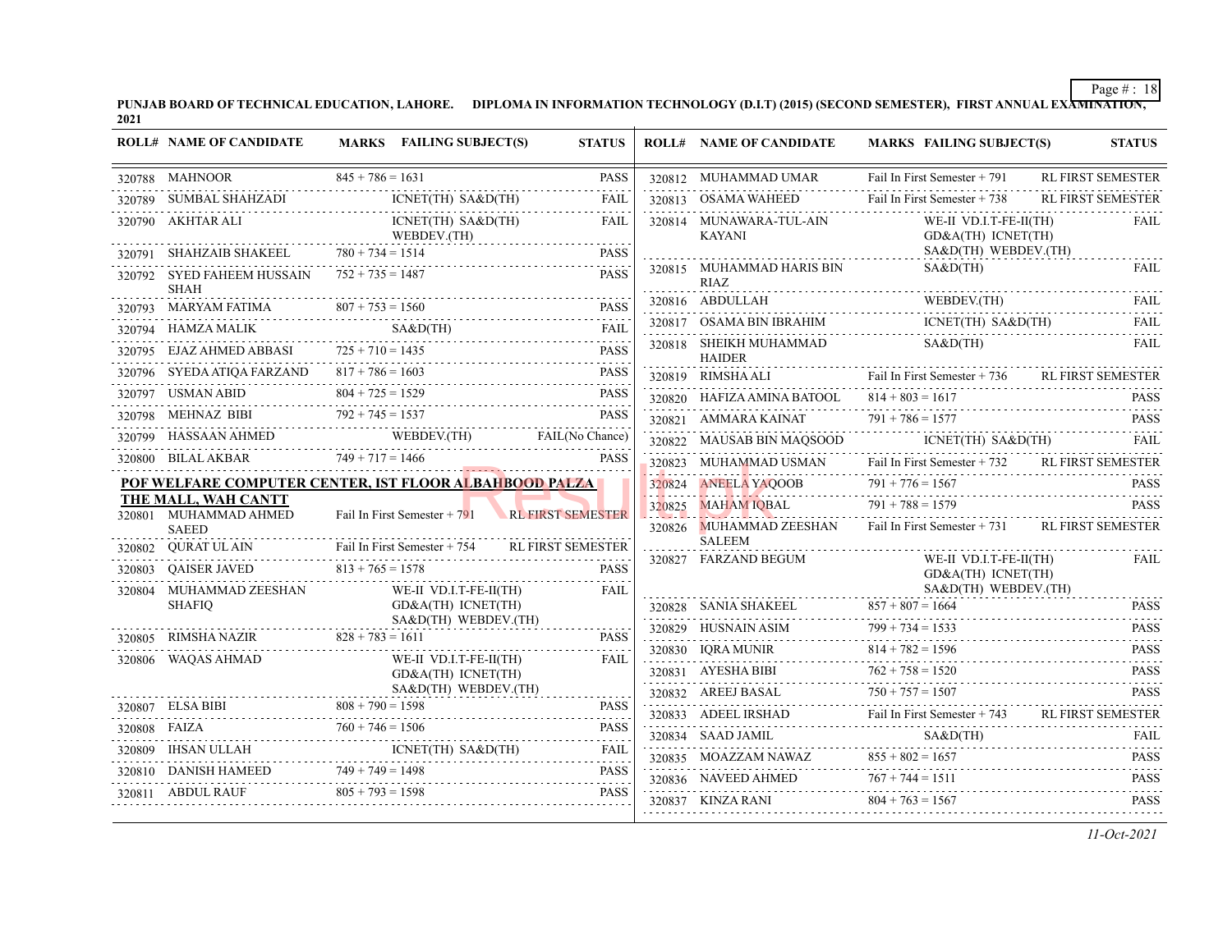**PUNJAB BOARD OF TECHNICAL EDUCATION, LAHORE. DIPLOMA IN INFORMATION TECHNOLOGY (D.I.T) (2015) (SECOND SEMESTER), FIRST ANNUAL EXAMINATION, 2021**

| ROLL# | NAME OF CANDIDATE | MARKS | FAILING SUBJECT(S) | STATUS |
|---|---|---|---|---|
| 320788 | MAHNOOR | 845 + 786 = 1631 | | PASS |
| 320789 | SUMBAL SHAHZADI | | ICNET(TH) SA&D(TH) | FAIL |
| 320790 | AKHTAR ALI | | ICNET(TH) SA&D(TH) WEBDEV.(TH) | FAIL |
| 320791 | SHAHZAIB SHAKEEL | 780 + 734 = 1514 | | PASS |
| 320792 | SYED FAHEEM HUSSAIN SHAH | 752 + 735 = 1487 | | PASS |
| 320793 | MARYAM FATIMA | 807 + 753 = 1560 | | PASS |
| 320794 | HAMZA MALIK | | SA&D(TH) | FAIL |
| 320795 | EJAZ AHMED ABBASI | 725 + 710 = 1435 | | PASS |
| 320796 | SYEDA ATIQA FARZAND | 817 + 786 = 1603 | | PASS |
| 320797 | USMAN ABID | 804 + 725 = 1529 | | PASS |
| 320798 | MEHNAZ BIBI | 792 + 745 = 1537 | | PASS |
| 320799 | HASSAAN AHMED | | WEBDEV.(TH) | FAIL(No Chance) |
| 320800 | BILAL AKBAR | 749 + 717 = 1466 | | PASS |

**POF WELFARE COMPUTER CENTER, IST FLOOR ALBAHBOOD PALZA THE MALL, WAH CANTT**

| ROLL# | NAME OF CANDIDATE | MARKS | FAILING SUBJECT(S) | STATUS |
|---|---|---|---|---|
| 320801 | MUHAMMAD AHMED SAEED | Fail In First Semester + 791 | | RL FIRST SEMESTER |
| 320802 | QURAT UL AIN | Fail In First Semester + 754 | | RL FIRST SEMESTER |
| 320803 | QAISER JAVED | 813 + 765 = 1578 | | PASS |
| 320804 | MUHAMMAD ZEESHAN SHAFIQ | | WE-II VD.I.T-FE-II(TH) GD&A(TH) ICNET(TH) SA&D(TH) WEBDEV.(TH) | FAIL |
| 320805 | RIMSHA NAZIR | 828 + 783 = 1611 | | PASS |
| 320806 | WAQAS AHMAD | | WE-II VD.I.T-FE-II(TH) GD&A(TH) ICNET(TH) SA&D(TH) WEBDEV.(TH) | FAIL |
| 320807 | ELSA BIBI | 808 + 790 = 1598 | | PASS |
| 320808 | FAIZA | 760 + 746 = 1506 | | PASS |
| 320809 | IHSAN ULLAH | | ICNET(TH) SA&D(TH) | FAIL |
| 320810 | DANISH HAMEED | 749 + 749 = 1498 | | PASS |
| 320811 | ABDUL RAUF | 805 + 793 = 1598 | | PASS |
| 320812 | MUHAMMAD UMAR | Fail In First Semester + 791 | | RL FIRST SEMESTER |
| 320813 | OSAMA WAHEED | Fail In First Semester + 738 | | RL FIRST SEMESTER |
| 320814 | MUNAWARA-TUL-AIN KAYANI | | WE-II VD.I.T-FE-II(TH) GD&A(TH) ICNET(TH) SA&D(TH) WEBDEV.(TH) | FAIL |
| 320815 | MUHAMMAD HARIS BIN RIAZ | | SA&D(TH) | FAIL |
| 320816 | ABDULLAH | | WEBDEV.(TH) | FAIL |
| 320817 | OSAMA BIN IBRAHIM | | ICNET(TH) SA&D(TH) | FAIL |
| 320818 | SHEIKH MUHAMMAD HAIDER | | SA&D(TH) | FAIL |
| 320819 | RIMSHA ALI | Fail In First Semester + 736 | | RL FIRST SEMESTER |
| 320820 | HAFIZA AMINA BATOOL | 814 + 803 = 1617 | | PASS |
| 320821 | AMMARA KAINAT | 791 + 786 = 1577 | | PASS |
| 320822 | MAUSAB BIN MAQSOOD | | ICNET(TH) SA&D(TH) | FAIL |
| 320823 | MUHAMMAD USMAN | Fail In First Semester + 732 | | RL FIRST SEMESTER |
| 320824 | ANEELA YAQOOB | 791 + 776 = 1567 | | PASS |
| 320825 | MAHAM IQBAL | 791 + 788 = 1579 | | PASS |
| 320826 | MUHAMMAD ZEESHAN SALEEM | Fail In First Semester + 731 | | RL FIRST SEMESTER |
| 320827 | FARZAND BEGUM | | WE-II VD.I.T-FE-II(TH) GD&A(TH) ICNET(TH) SA&D(TH) WEBDEV.(TH) | FAIL |
| 320828 | SANIA SHAKEEL | 857 + 807 = 1664 | | PASS |
| 320829 | HUSNAIN ASIM | 799 + 734 = 1533 | | PASS |
| 320830 | IQRA MUNIR | 814 + 782 = 1596 | | PASS |
| 320831 | AYESHA BIBI | 762 + 758 = 1520 | | PASS |
| 320832 | AREEJ BASAL | 750 + 757 = 1507 | | PASS |
| 320833 | ADEEL IRSHAD | Fail In First Semester + 743 | | RL FIRST SEMESTER |
| 320834 | SAAD JAMIL | | SA&D(TH) | FAIL |
| 320835 | MOAZZAM NAWAZ | 855 + 802 = 1657 | | PASS |
| 320836 | NAVEED AHMED | 767 + 744 = 1511 | | PASS |
| 320837 | KINZA RANI | 804 + 763 = 1567 | | PASS |

*11-Oct-2021*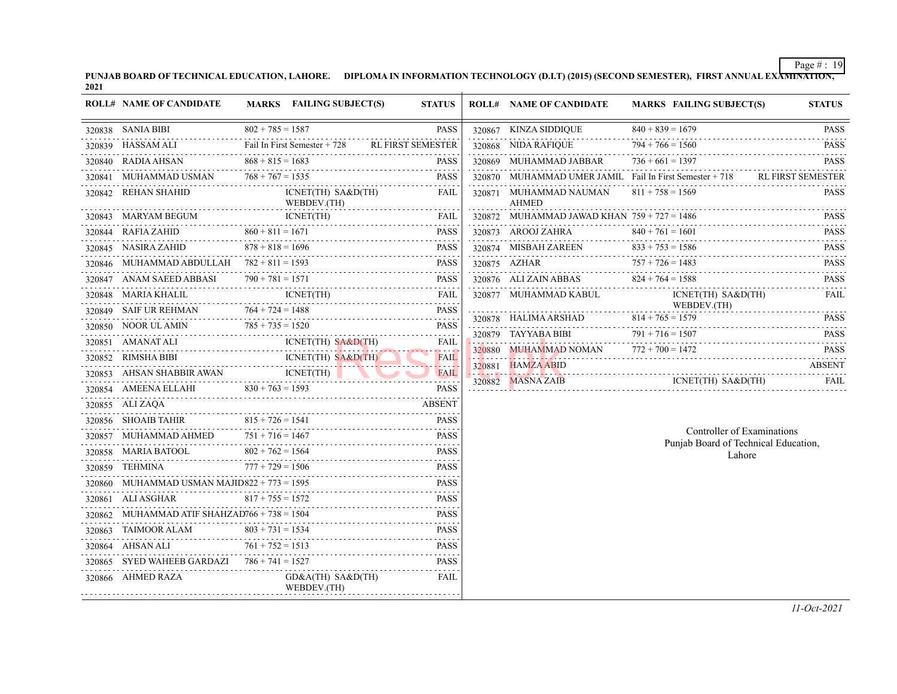**PUNJAB BOARD OF TECHNICAL EDUCATION, LAHORE. DIPLOMA IN INFORMATION TECHNOLOGY (D.I.T) (2015) (SECOND SEMESTER), FIRST ANNUAL EXAMINATION, 2021**

| ROLL# | NAME OF CANDIDATE | MARKS | FAILING SUBJECT(S) | STATUS |
|---|---|---|---|---|
| 320838 | SANIA BIBI | 802 + 785 = 1587 | | PASS |
| 320839 | HASSAM ALI | Fail In First Semester + 728 | | RL FIRST SEMESTER |
| 320840 | RADIA AHSAN | 868 + 815 = 1683 | | PASS |
| 320841 | MUHAMMAD USMAN | 768 + 767 = 1535 | | PASS |
| 320842 | REHAN SHAHID | | ICNET(TH) SA&D(TH) WEBDEV.(TH) | FAIL |
| 320843 | MARYAM BEGUM | | ICNET(TH) | FAIL |
| 320844 | RAFIA ZAHID | 860 + 811 = 1671 | | PASS |
| 320845 | NASIRA ZAHID | 878 + 818 = 1696 | | PASS |
| 320846 | MUHAMMAD ABDULLAH | 782 + 811 = 1593 | | PASS |
| 320847 | ANAM SAEED ABBASI | 790 + 781 = 1571 | | PASS |
| 320848 | MARIA KHALIL | | ICNET(TH) | FAIL |
| 320849 | SAIF UR REHMAN | 764 + 724 = 1488 | | PASS |
| 320850 | NOOR UL AMIN | 785 + 735 = 1520 | | PASS |
| 320851 | AMANAT ALI | | ICNET(TH) SA&D(TH) | FAIL |
| 320852 | RIMSHA BIBI | | ICNET(TH) SA&D(TH) | FAIL |
| 320853 | AHSAN SHABBIR AWAN | | ICNET(TH) | FAIL |
| 320854 | AMEENA ELLAHI | 830 + 763 = 1593 | | PASS |
| 320855 | ALI ZAQA | | | ABSENT |
| 320856 | SHOAIB TAHIR | 815 + 726 = 1541 | | PASS |
| 320857 | MUHAMMAD AHMED | 751 + 716 = 1467 | | PASS |
| 320858 | MARIA BATOOL | 802 + 762 = 1564 | | PASS |
| 320859 | TEHMINA | 777 + 729 = 1506 | | PASS |
| 320860 | MUHAMMAD USMAN MAJID | 822 + 773 = 1595 | | PASS |
| 320861 | ALI ASGHAR | 817 + 755 = 1572 | | PASS |
| 320862 | MUHAMMAD ATIF SHAHZAD | 766 + 738 = 1504 | | PASS |
| 320863 | TAIMOOR ALAM | 803 + 731 = 1534 | | PASS |
| 320864 | AHSAN ALI | 761 + 752 = 1513 | | PASS |
| 320865 | SYED WAHEEB GARDAZI | 786 + 741 = 1527 | | PASS |
| 320866 | AHMED RAZA | | GD&A(TH) SA&D(TH) WEBDEV.(TH) | FAIL |
| 320867 | KINZA SIDDIQUE | 840 + 839 = 1679 | | PASS |
| 320868 | NIDA RAFIQUE | 794 + 766 = 1560 | | PASS |
| 320869 | MUHAMMAD JABBAR | 736 + 661 = 1397 | | PASS |
| 320870 | MUHAMMAD UMER JAMIL | Fail In First Semester + 718 | | RL FIRST SEMESTER |
| 320871 | MUHAMMAD NAUMAN AHMED | 811 + 758 = 1569 | | PASS |
| 320872 | MUHAMMAD JAWAD KHAN | 759 + 727 = 1486 | | PASS |
| 320873 | AROOJ ZAHRA | 840 + 761 = 1601 | | PASS |
| 320874 | MISBAH ZAREEN | 833 + 753 = 1586 | | PASS |
| 320875 | AZHAR | 757 + 726 = 1483 | | PASS |
| 320876 | ALI ZAIN ABBAS | 824 + 764 = 1588 | | PASS |
| 320877 | MUHAMMAD KABUL | | ICNET(TH) SA&D(TH) WEBDEV.(TH) | FAIL |
| 320878 | HALIMA ARSHAD | 814 + 765 = 1579 | | PASS |
| 320879 | TAYYABA BIBI | 791 + 716 = 1507 | | PASS |
| 320880 | MUHAMMAD NOMAN | 772 + 700 = 1472 | | PASS |
| 320881 | HAMZA ABID | | | ABSENT |
| 320882 | MASNA ZAIB | | ICNET(TH) SA&D(TH) | FAIL |

Controller of Examinations
Punjab Board of Technical Education,
Lahore

*11-Oct-2021*